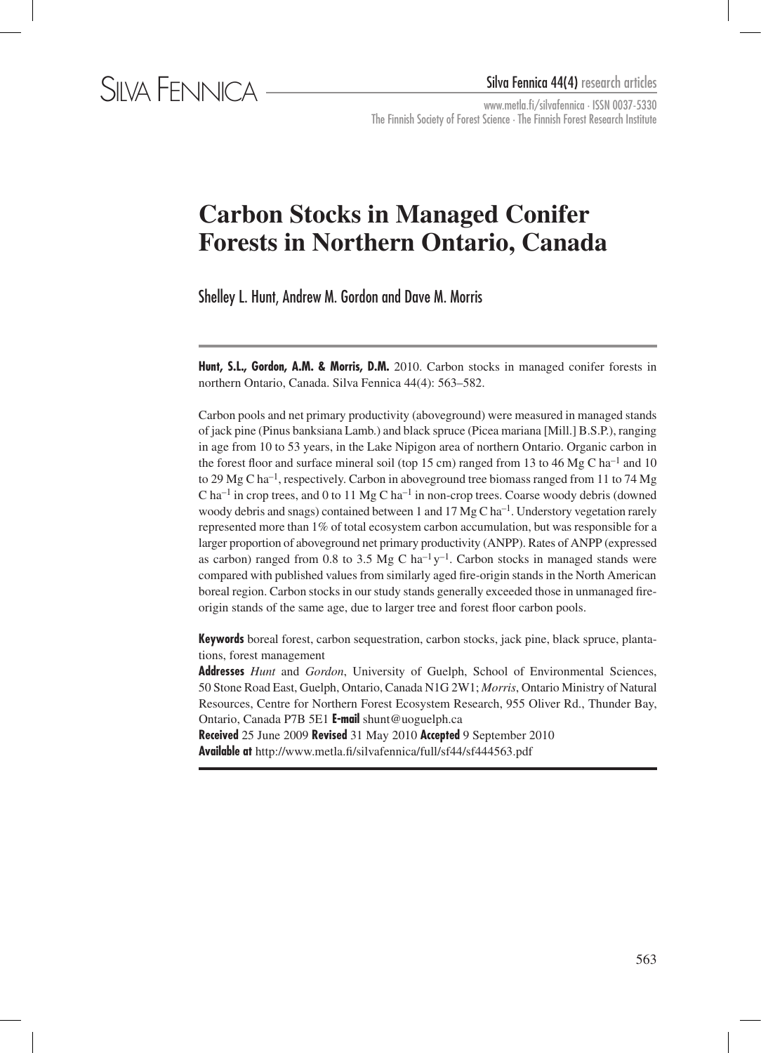# Carbon Stocks in Managed Conifer Forests in Northern Ontario, Canada

Shelley L. Hunt, Andrew M. Gordon and Dave M. Morris

**Hunt, S.L., Gordon, A.M. & Morris, D.M.** 2010. Carbon stocks in managed conifer forests in northern Ontario, Canada. Silva Fennica 44(4): 563–582.

Carbon pools and net primary productivity (aboveground) were measured in managed stands of jack pine (Pinus banksiana Lamb.) and black spruce (Picea mariana [Mill.] B.S.P.), ranging in age from 10 to 53 years, in the Lake Nipigon area of northern Ontario. Organic carbon in the forest floor and surface mineral soil (top 15 cm) ranged from 13 to 46 Mg C $ha^{-1}$ and 10 to 29 Mg C $ha^{-1}$, respectively. Carbon in aboveground tree biomass ranged from 11 to 74 Mg C $ha^{-1}$ in crop trees, and 0 to 11 Mg C $ha^{-1}$ in non-crop trees. Coarse woody debris (downed woody debris and snags) contained between 1 and 17 Mg C $ha^{-1}$. Understory vegetation rarely represented more than 1% of total ecosystem carbon accumulation, but was responsible for a larger proportion of aboveground net primary productivity (ANPP). Rates of ANPP (expressed as carbon) ranged from 0.8 to 3.5 Mg C $ha^{-1}$ $y^{-1}$. Carbon stocks in managed stands were compared with published values from similarly aged fire-origin stands in the North American boreal region. Carbon stocks in our study stands generally exceeded those in unmanaged fire-origin stands of the same age, due to larger tree and forest floor carbon pools.

**Keywords** boreal forest, carbon sequestration, carbon stocks, jack pine, black spruce, plantations, forest management

**Addresses** *Hunt* and *Gordon*, University of Guelph, School of Environmental Sciences, 50 Stone Road East, Guelph, Ontario, Canada N1G 2W1; *Morris*, Ontario Ministry of Natural Resources, Centre for Northern Forest Ecosystem Research, 955 Oliver Rd., Thunder Bay, Ontario, Canada P7B 5E1 **E-mail** shunt@uoguelph.ca

**Received** 25 June 2009 **Revised** 31 May 2010 **Accepted** 9 September 2010

**Available at** http://www.metla.fi/silvafennica/full/sf44/sf444563.pdf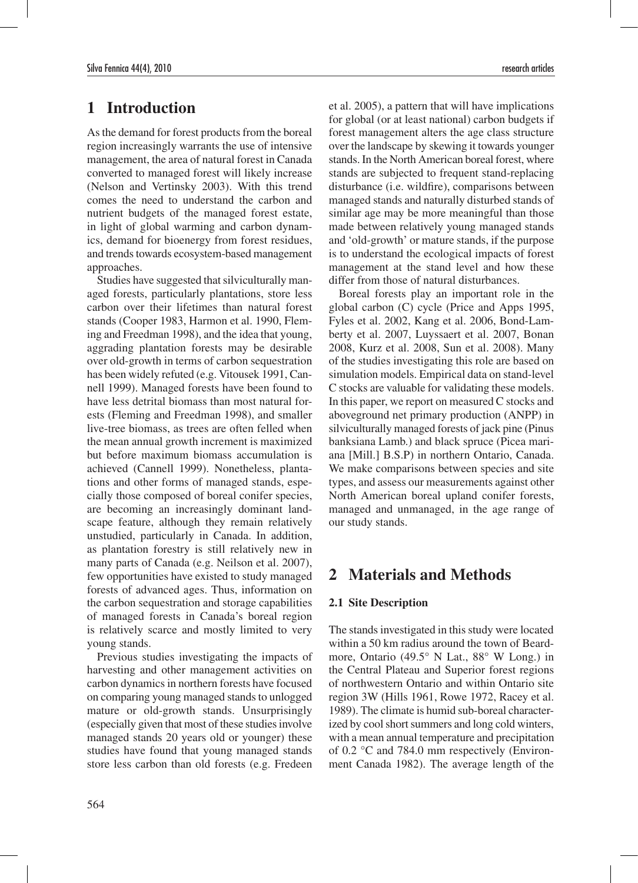# 1 Introduction

As the demand for forest products from the boreal region increasingly warrants the use of intensive management, the area of natural forest in Canada converted to managed forest will likely increase (Nelson and Vertinsky 2003). With this trend comes the need to understand the carbon and nutrient budgets of the managed forest estate, in light of global warming and carbon dynamics, demand for bioenergy from forest residues, and trends towards ecosystem-based management approaches.

Studies have suggested that silviculturally managed forests, particularly plantations, store less carbon over their lifetimes than natural forest stands (Cooper 1983, Harmon et al. 1990, Fleming and Freedman 1998), and the idea that young, aggrading plantation forests may be desirable over old-growth in terms of carbon sequestration has been widely refuted (e.g. Vitousek 1991, Cannell 1999). Managed forests have been found to have less detrital biomass than most natural forests (Fleming and Freedman 1998), and smaller live-tree biomass, as trees are often felled when the mean annual growth increment is maximized but before maximum biomass accumulation is achieved (Cannell 1999). Nonetheless, plantations and other forms of managed stands, especially those composed of boreal conifer species, are becoming an increasingly dominant landscape feature, although they remain relatively unstudied, particularly in Canada. In addition, as plantation forestry is still relatively new in many parts of Canada (e.g. Neilson et al. 2007), few opportunities have existed to study managed forests of advanced ages. Thus, information on the carbon sequestration and storage capabilities of managed forests in Canada's boreal region is relatively scarce and mostly limited to very young stands.

Previous studies investigating the impacts of harvesting and other management activities on carbon dynamics in northern forests have focused on comparing young managed stands to unlogged mature or old-growth stands. Unsurprisingly (especially given that most of these studies involve managed stands 20 years old or younger) these studies have found that young managed stands store less carbon than old forests (e.g. Fredeen et al. 2005), a pattern that will have implications for global (or at least national) carbon budgets if forest management alters the age class structure over the landscape by skewing it towards younger stands. In the North American boreal forest, where stands are subjected to frequent stand-replacing disturbance (i.e. wildfire), comparisons between managed stands and naturally disturbed stands of similar age may be more meaningful than those made between relatively young managed stands and 'old-growth' or mature stands, if the purpose is to understand the ecological impacts of forest management at the stand level and how these differ from those of natural disturbances.

Boreal forests play an important role in the global carbon (C) cycle (Price and Apps 1995, Fyles et al. 2002, Kang et al. 2006, Bond-Lamberty et al. 2007, Luyssaert et al. 2007, Bonan 2008, Kurz et al. 2008, Sun et al. 2008). Many of the studies investigating this role are based on simulation models. Empirical data on stand-level C stocks are valuable for validating these models. In this paper, we report on measured C stocks and aboveground net primary production (ANPP) in silviculturally managed forests of jack pine (Pinus banksiana Lamb.) and black spruce (Picea mariana [Mill.] B.S.P) in northern Ontario, Canada. We make comparisons between species and site types, and assess our measurements against other North American boreal upland conifer forests, managed and unmanaged, in the age range of our study stands.

# 2 Materials and Methods

## 2.1 Site Description

The stands investigated in this study were located within a 50 km radius around the town of Beardmore, Ontario (49.5° N Lat., 88° W Long.) in the Central Plateau and Superior forest regions of northwestern Ontario and within Ontario site region 3W (Hills 1961, Rowe 1972, Racey et al. 1989). The climate is humid sub-boreal characterized by cool short summers and long cold winters, with a mean annual temperature and precipitation of 0.2 °C and 784.0 mm respectively (Environment Canada 1982). The average length of the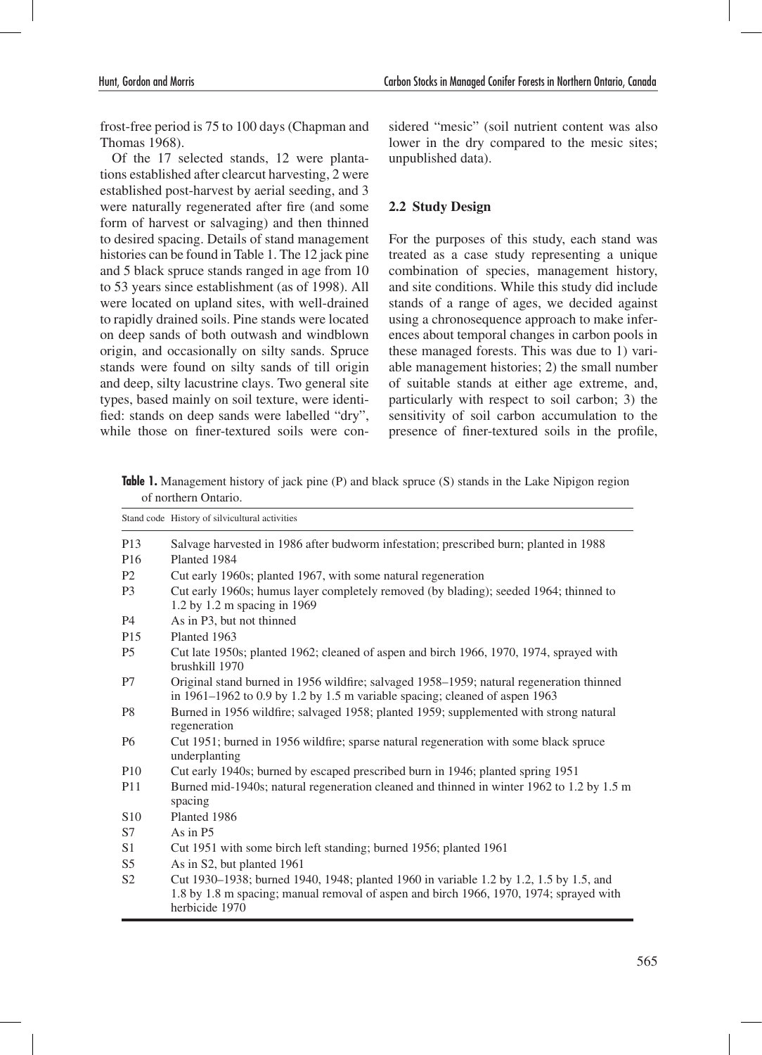frost-free period is 75 to 100 days (Chapman and Thomas 1968).

Of the 17 selected stands, 12 were plantations established after clearcut harvesting, 2 were established post-harvest by aerial seeding, and 3 were naturally regenerated after fire (and some form of harvest or salvaging) and then thinned to desired spacing. Details of stand management histories can be found in Table 1. The 12 jack pine and 5 black spruce stands ranged in age from 10 to 53 years since establishment (as of 1998). All were located on upland sites, with well-drained to rapidly drained soils. Pine stands were located on deep sands of both outwash and windblown origin, and occasionally on silty sands. Spruce stands were found on silty sands of till origin and deep, silty lacustrine clays. Two general site types, based mainly on soil texture, were identified: stands on deep sands were labelled "dry", while those on finer-textured soils were considered "mesic" (soil nutrient content was also lower in the dry compared to the mesic sites; unpublished data).

### 2.2 Study Design

For the purposes of this study, each stand was treated as a case study representing a unique combination of species, management history, and site conditions. While this study did include stands of a range of ages, we decided against using a chronosequence approach to make inferences about temporal changes in carbon pools in these managed forests. This was due to 1) variable management histories; 2) the small number of suitable stands at either age extreme, and, particularly with respect to soil carbon; 3) the sensitivity of soil carbon accumulation to the presence of finer-textured soils in the profile,

**Table 1.** Management history of jack pine (P) and black spruce (S) stands in the Lake Nipigon region of northern Ontario.

| Stand code | History of silvicultural activities |
|---|---|
| P13 | Salvage harvested in 1986 after budworm infestation; prescribed burn; planted in 1988 |
| P16 | Planted 1984 |
| P2 | Cut early 1960s; planted 1967, with some natural regeneration |
| P3 | Cut early 1960s; humus layer completely removed (by blading); seeded 1964; thinned to 1.2 by 1.2 m spacing in 1969 |
| P4 | As in P3, but not thinned |
| P15 | Planted 1963 |
| P5 | Cut late 1950s; planted 1962; cleaned of aspen and birch 1966, 1970, 1974, sprayed with brushkill 1970 |
| P7 | Original stand burned in 1956 wildfire; salvaged 1958–1959; natural regeneration thinned in 1961–1962 to 0.9 by 1.2 by 1.5 m variable spacing; cleaned of aspen 1963 |
| P8 | Burned in 1956 wildfire; salvaged 1958; planted 1959; supplemented with strong natural regeneration |
| P6 | Cut 1951; burned in 1956 wildfire; sparse natural regeneration with some black spruce underplanting |
| P10 | Cut early 1940s; burned by escaped prescribed burn in 1946; planted spring 1951 |
| P11 | Burned mid-1940s; natural regeneration cleaned and thinned in winter 1962 to 1.2 by 1.5 m spacing |
| S10 | Planted 1986 |
| S7 | As in P5 |
| S1 | Cut 1951 with some birch left standing; burned 1956; planted 1961 |
| S5 | As in S2, but planted 1961 |
| S2 | Cut 1930–1938; burned 1940, 1948; planted 1960 in variable 1.2 by 1.2, 1.5 by 1.5, and 1.8 by 1.8 m spacing; manual removal of aspen and birch 1966, 1970, 1974; sprayed with herbicide 1970 |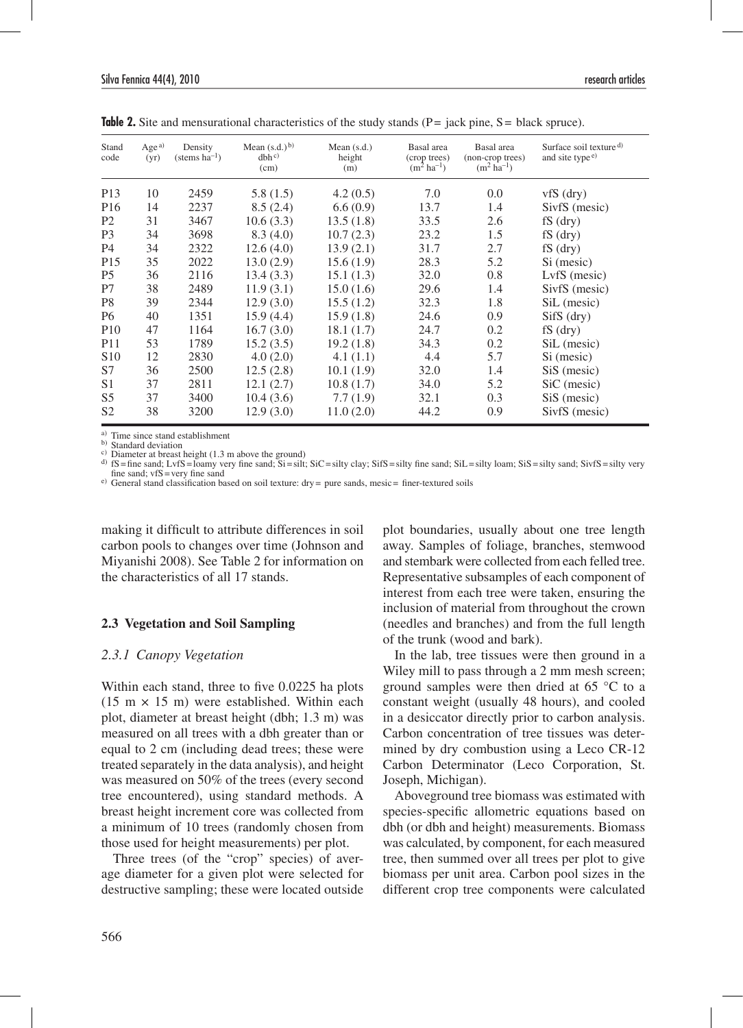**Table 2.** Site and mensurational characteristics of the study stands (P = jack pine, S = black spruce).

| Stand code | Age [a] (yr) | Density (stems $ha^{-1}$) | Mean (s.d.) [b] dbh [c] (cm) | Mean (s.d.) height (m) | Basal area (crop trees) ($m^2$ $ha^{-1}$) | Basal area (non-crop trees) ($m^2$ $ha^{-1}$) | Surface soil texture [d] and site type [e] |
|---|---|---|---|---|---|---|---|
| P13 | 10 | 2459 | 5.8 (1.5) | 4.2 (0.5) | 7.0 | 0.0 | vfS (dry) |
| P16 | 14 | 2237 | 8.5 (2.4) | 6.6 (0.9) | 13.7 | 1.4 | SivfS (mesic) |
| P2 | 31 | 3467 | 10.6 (3.3) | 13.5 (1.8) | 33.5 | 2.6 | fS (dry) |
| P3 | 34 | 3698 | 8.3 (4.0) | 10.7 (2.3) | 23.2 | 1.5 | fS (dry) |
| P4 | 34 | 2322 | 12.6 (4.0) | 13.9 (2.1) | 31.7 | 2.7 | fS (dry) |
| P15 | 35 | 2022 | 13.0 (2.9) | 15.6 (1.9) | 28.3 | 5.2 | Si (mesic) |
| P5 | 36 | 2116 | 13.4 (3.3) | 15.1 (1.3) | 32.0 | 0.8 | LvfS (mesic) |
| P7 | 38 | 2489 | 11.9 (3.1) | 15.0 (1.6) | 29.6 | 1.4 | SivfS (mesic) |
| P8 | 39 | 2344 | 12.9 (3.0) | 15.5 (1.2) | 32.3 | 1.8 | SiL (mesic) |
| P6 | 40 | 1351 | 15.9 (4.4) | 15.9 (1.8) | 24.6 | 0.9 | SifS (dry) |
| P10 | 47 | 1164 | 16.7 (3.0) | 18.1 (1.7) | 24.7 | 0.2 | fS (dry) |
| P11 | 53 | 1789 | 15.2 (3.5) | 19.2 (1.8) | 34.3 | 0.2 | SiL (mesic) |
| S10 | 12 | 2830 | 4.0 (2.0) | 4.1 (1.1) | 4.4 | 5.7 | Si (mesic) |
| S7 | 36 | 2500 | 12.5 (2.8) | 10.1 (1.9) | 32.0 | 1.4 | SiS (mesic) |
| S1 | 37 | 2811 | 12.1 (2.7) | 10.8 (1.7) | 34.0 | 5.2 | SiC (mesic) |
| S5 | 37 | 3400 | 10.4 (3.6) | 7.7 (1.9) | 32.1 | 0.3 | SiS (mesic) |
| S2 | 38 | 3200 | 12.9 (3.0) | 11.0 (2.0) | 44.2 | 0.9 | SivfS (mesic) |

[a] Time since stand establishment
[b] Standard deviation
[c] Diameter at breast height (1.3 m above the ground)
[d] fS = fine sand; LvfS = loamy very fine sand; Si = silt; SiC = silty clay; SifS = silty fine sand; SiL = silty loam; SiS = silty sand; SivfS = silty very fine sand; vfS = very fine sand
[e] General stand classification based on soil texture: dry = pure sands, mesic = finer-textured soils

making it difficult to attribute differences in soil carbon pools to changes over time (Johnson and Miyanishi 2008). See Table 2 for information on the characteristics of all 17 stands.

### 2.3 Vegetation and Soil Sampling

#### *2.3.1 Canopy Vegetation*

Within each stand, three to five 0.0225 ha plots (15 m × 15 m) were established. Within each plot, diameter at breast height (dbh; 1.3 m) was measured on all trees with a dbh greater than or equal to 2 cm (including dead trees; these were treated separately in the data analysis), and height was measured on 50% of the trees (every second tree encountered), using standard methods. A breast height increment core was collected from a minimum of 10 trees (randomly chosen from those used for height measurements) per plot.

Three trees (of the "crop" species) of average diameter for a given plot were selected for destructive sampling; these were located outside plot boundaries, usually about one tree length away. Samples of foliage, branches, stemwood and stembark were collected from each felled tree. Representative subsamples of each component of interest from each tree were taken, ensuring the inclusion of material from throughout the crown (needles and branches) and from the full length of the trunk (wood and bark).

In the lab, tree tissues were then ground in a Wiley mill to pass through a 2 mm mesh screen; ground samples were then dried at 65 °C to a constant weight (usually 48 hours), and cooled in a desiccator directly prior to carbon analysis. Carbon concentration of tree tissues was determined by dry combustion using a Leco CR-12 Carbon Determinator (Leco Corporation, St. Joseph, Michigan).

Aboveground tree biomass was estimated with species-specific allometric equations based on dbh (or dbh and height) measurements. Biomass was calculated, by component, for each measured tree, then summed over all trees per plot to give biomass per unit area. Carbon pool sizes in the different crop tree components were calculated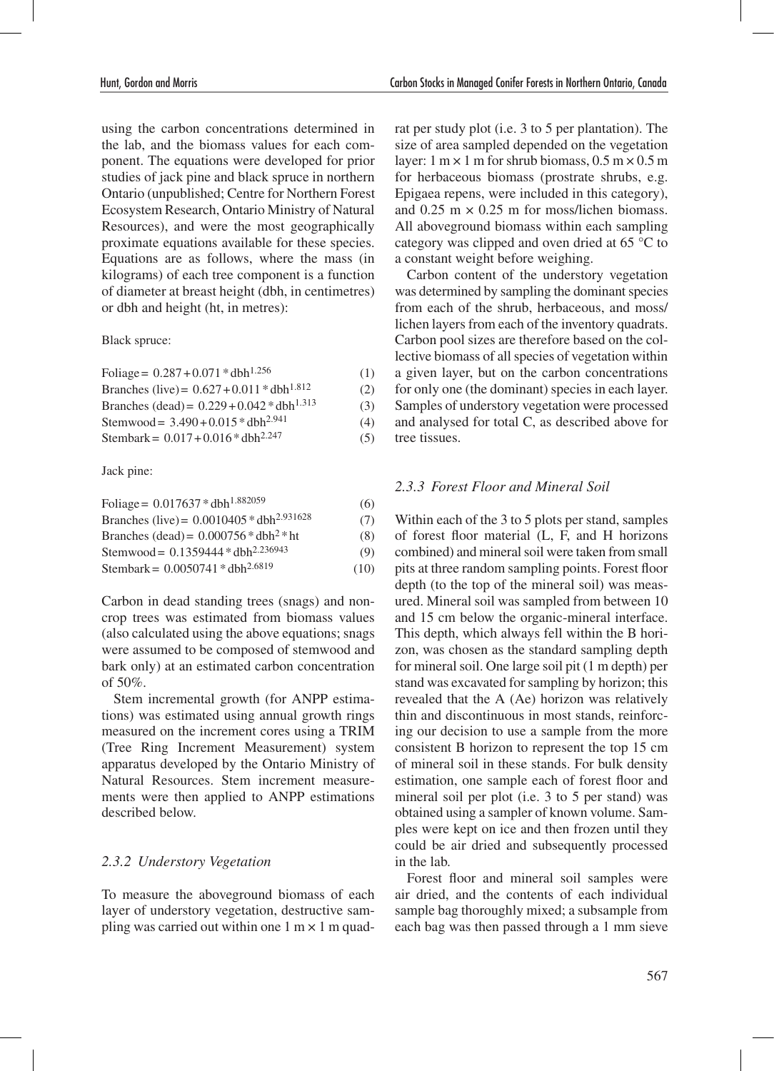using the carbon concentrations determined in the lab, and the biomass values for each component. The equations were developed for prior studies of jack pine and black spruce in northern Ontario (unpublished; Centre for Northern Forest Ecosystem Research, Ontario Ministry of Natural Resources), and were the most geographically proximate equations available for these species. Equations are as follows, where the mass (in kilograms) of each tree component is a function of diameter at breast height (dbh, in centimetres) or dbh and height (ht, in metres):

Black spruce:

$$\text{Foliage} = 0.287 + 0.071 * \text{dbh}^{1.256} \quad (1)$$

$$\text{Branches (live)} = 0.627 + 0.011 * \text{dbh}^{1.812} \quad (2)$$

$$\text{Branches (dead)} = 0.229 + 0.042 * \text{dbh}^{1.313} \quad (3)$$

$$\text{Stemwood} = 3.490 + 0.015 * \text{dbh}^{2.941} \quad (4)$$

$$\text{Stembark} = 0.017 + 0.016 * \text{dbh}^{2.247} \quad (5)$$

Jack pine:

$$\text{Foliage} = 0.017637 * \text{dbh}^{1.882059} \quad (6)$$

$$\text{Branches (live)} = 0.0010405 * \text{dbh}^{2.931628} \quad (7)$$

$$\text{Branches (dead)} = 0.000756 * \text{dbh}^{2} * \text{ht} \quad (8)$$

$$\text{Stemwood} = 0.1359444 * \text{dbh}^{2.236943} \quad (9)$$

$$\text{Stembark} = 0.0050741 * \text{dbh}^{2.6819} \quad (10)$$

Carbon in dead standing trees (snags) and non-crop trees was estimated from biomass values (also calculated using the above equations; snags were assumed to be composed of stemwood and bark only) at an estimated carbon concentration of 50%.

Stem incremental growth (for ANPP estimations) was estimated using annual growth rings measured on the increment cores using a TRIM (Tree Ring Increment Measurement) system apparatus developed by the Ontario Ministry of Natural Resources. Stem increment measurements were then applied to ANPP estimations described below.

### *2.3.2 Understory Vegetation*

To measure the aboveground biomass of each layer of understory vegetation, destructive sampling was carried out within one 1 m × 1 m quadrat per study plot (i.e. 3 to 5 per plantation). The size of area sampled depended on the vegetation layer: 1 m × 1 m for shrub biomass, 0.5 m × 0.5 m for herbaceous biomass (prostrate shrubs, e.g. Epigaea repens, were included in this category), and 0.25 m × 0.25 m for moss/lichen biomass. All aboveground biomass within each sampling category was clipped and oven dried at 65 °C to a constant weight before weighing.

Carbon content of the understory vegetation was determined by sampling the dominant species from each of the shrub, herbaceous, and moss/lichen layers from each of the inventory quadrats. Carbon pool sizes are therefore based on the collective biomass of all species of vegetation within a given layer, but on the carbon concentrations for only one (the dominant) species in each layer. Samples of understory vegetation were processed and analysed for total C, as described above for tree tissues.

### *2.3.3 Forest Floor and Mineral Soil*

Within each of the 3 to 5 plots per stand, samples of forest floor material (L, F, and H horizons combined) and mineral soil were taken from small pits at three random sampling points. Forest floor depth (to the top of the mineral soil) was measured. Mineral soil was sampled from between 10 and 15 cm below the organic-mineral interface. This depth, which always fell within the B horizon, was chosen as the standard sampling depth for mineral soil. One large soil pit (1 m depth) per stand was excavated for sampling by horizon; this revealed that the A (Ae) horizon was relatively thin and discontinuous in most stands, reinforcing our decision to use a sample from the more consistent B horizon to represent the top 15 cm of mineral soil in these stands. For bulk density estimation, one sample each of forest floor and mineral soil per plot (i.e. 3 to 5 per stand) was obtained using a sampler of known volume. Samples were kept on ice and then frozen until they could be air dried and subsequently processed in the lab.

Forest floor and mineral soil samples were air dried, and the contents of each individual sample bag thoroughly mixed; a subsample from each bag was then passed through a 1 mm sieve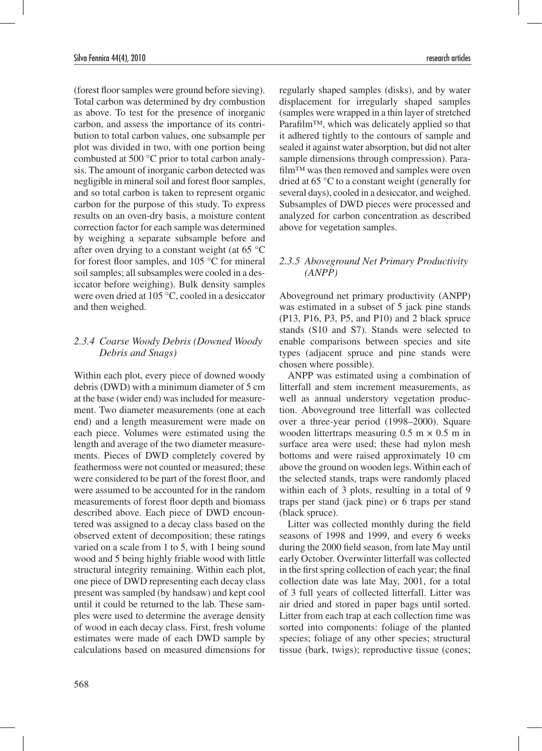(forest floor samples were ground before sieving). Total carbon was determined by dry combustion as above. To test for the presence of inorganic carbon, and assess the importance of its contribution to total carbon values, one subsample per plot was divided in two, with one portion being combusted at 500 °C prior to total carbon analysis. The amount of inorganic carbon detected was negligible in mineral soil and forest floor samples, and so total carbon is taken to represent organic carbon for the purpose of this study. To express results on an oven-dry basis, a moisture content correction factor for each sample was determined by weighing a separate subsample before and after oven drying to a constant weight (at 65 °C for forest floor samples, and 105 °C for mineral soil samples; all subsamples were cooled in a desiccator before weighing). Bulk density samples were oven dried at 105 °C, cooled in a desiccator and then weighed.

### *2.3.4 Coarse Woody Debris (Downed Woody Debris and Snags)*

Within each plot, every piece of downed woody debris (DWD) with a minimum diameter of 5 cm at the base (wider end) was included for measurement. Two diameter measurements (one at each end) and a length measurement were made on each piece. Volumes were estimated using the length and average of the two diameter measurements. Pieces of DWD completely covered by feathermoss were not counted or measured; these were considered to be part of the forest floor, and were assumed to be accounted for in the random measurements of forest floor depth and biomass described above. Each piece of DWD encountered was assigned to a decay class based on the observed extent of decomposition; these ratings varied on a scale from 1 to 5, with 1 being sound wood and 5 being highly friable wood with little structural integrity remaining. Within each plot, one piece of DWD representing each decay class present was sampled (by handsaw) and kept cool until it could be returned to the lab. These samples were used to determine the average density of wood in each decay class. First, fresh volume estimates were made of each DWD sample by calculations based on measured dimensions for regularly shaped samples (disks), and by water displacement for irregularly shaped samples (samples were wrapped in a thin layer of stretched Parafilm™, which was delicately applied so that it adhered tightly to the contours of sample and sealed it against water absorption, but did not alter sample dimensions through compression). Parafilm™ was then removed and samples were oven dried at 65 °C to a constant weight (generally for several days), cooled in a desiccator, and weighed. Subsamples of DWD pieces were processed and analyzed for carbon concentration as described above for vegetation samples.

### *2.3.5 Aboveground Net Primary Productivity (ANPP)*

Aboveground net primary productivity (ANPP) was estimated in a subset of 5 jack pine stands (P13, P16, P3, P5, and P10) and 2 black spruce stands (S10 and S7). Stands were selected to enable comparisons between species and site types (adjacent spruce and pine stands were chosen where possible).

ANPP was estimated using a combination of litterfall and stem increment measurements, as well as annual understory vegetation production. Aboveground tree litterfall was collected over a three-year period (1998–2000). Square wooden littertraps measuring 0.5 m × 0.5 m in surface area were used; these had nylon mesh bottoms and were raised approximately 10 cm above the ground on wooden legs. Within each of the selected stands, traps were randomly placed within each of 3 plots, resulting in a total of 9 traps per stand (jack pine) or 6 traps per stand (black spruce).

Litter was collected monthly during the field seasons of 1998 and 1999, and every 6 weeks during the 2000 field season, from late May until early October. Overwinter litterfall was collected in the first spring collection of each year; the final collection date was late May, 2001, for a total of 3 full years of collected litterfall. Litter was air dried and stored in paper bags until sorted. Litter from each trap at each collection time was sorted into components: foliage of the planted species; foliage of any other species; structural tissue (bark, twigs); reproductive tissue (cones;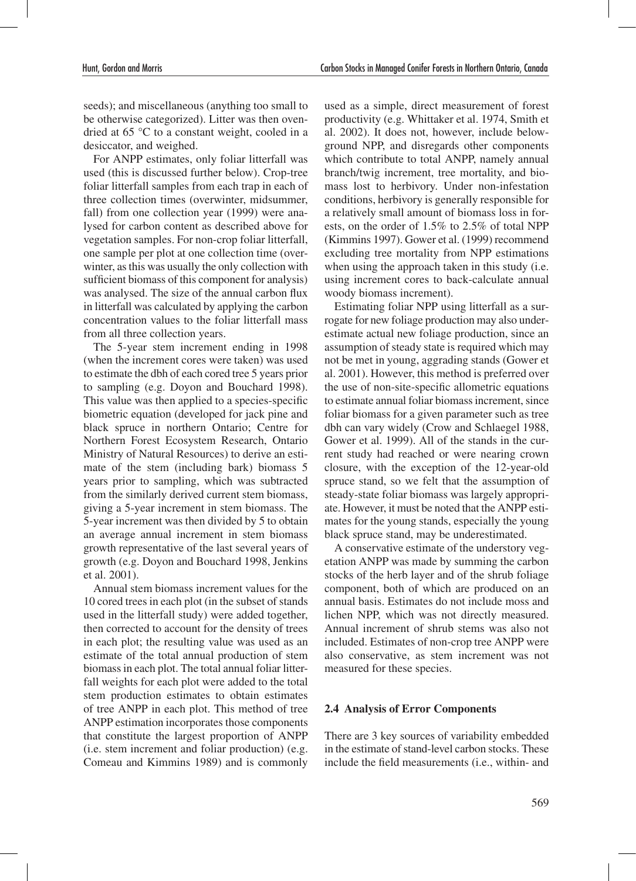seeds); and miscellaneous (anything too small to be otherwise categorized). Litter was then oven-dried at 65 °C to a constant weight, cooled in a desiccator, and weighed.

For ANPP estimates, only foliar litterfall was used (this is discussed further below). Crop-tree foliar litterfall samples from each trap in each of three collection times (overwinter, midsummer, fall) from one collection year (1999) were analysed for carbon content as described above for vegetation samples. For non-crop foliar litterfall, one sample per plot at one collection time (overwinter, as this was usually the only collection with sufficient biomass of this component for analysis) was analysed. The size of the annual carbon flux in litterfall was calculated by applying the carbon concentration values to the foliar litterfall mass from all three collection years.

The 5-year stem increment ending in 1998 (when the increment cores were taken) was used to estimate the dbh of each cored tree 5 years prior to sampling (e.g. Doyon and Bouchard 1998). This value was then applied to a species-specific biometric equation (developed for jack pine and black spruce in northern Ontario; Centre for Northern Forest Ecosystem Research, Ontario Ministry of Natural Resources) to derive an estimate of the stem (including bark) biomass 5 years prior to sampling, which was subtracted from the similarly derived current stem biomass, giving a 5-year increment in stem biomass. The 5-year increment was then divided by 5 to obtain an average annual increment in stem biomass growth representative of the last several years of growth (e.g. Doyon and Bouchard 1998, Jenkins et al. 2001).

Annual stem biomass increment values for the 10 cored trees in each plot (in the subset of stands used in the litterfall study) were added together, then corrected to account for the density of trees in each plot; the resulting value was used as an estimate of the total annual production of stem biomass in each plot. The total annual foliar litterfall weights for each plot were added to the total stem production estimates to obtain estimates of tree ANPP in each plot. This method of tree ANPP estimation incorporates those components that constitute the largest proportion of ANPP (i.e. stem increment and foliar production) (e.g. Comeau and Kimmins 1989) and is commonly used as a simple, direct measurement of forest productivity (e.g. Whittaker et al. 1974, Smith et al. 2002). It does not, however, include below-ground NPP, and disregards other components which contribute to total ANPP, namely annual branch/twig increment, tree mortality, and biomass lost to herbivory. Under non-infestation conditions, herbivory is generally responsible for a relatively small amount of biomass loss in forests, on the order of 1.5% to 2.5% of total NPP (Kimmins 1997). Gower et al. (1999) recommend excluding tree mortality from NPP estimations when using the approach taken in this study (i.e. using increment cores to back-calculate annual woody biomass increment).

Estimating foliar NPP using litterfall as a surrogate for new foliage production may also underestimate actual new foliage production, since an assumption of steady state is required which may not be met in young, aggrading stands (Gower et al. 2001). However, this method is preferred over the use of non-site-specific allometric equations to estimate annual foliar biomass increment, since foliar biomass for a given parameter such as tree dbh can vary widely (Crow and Schlaegel 1988, Gower et al. 1999). All of the stands in the current study had reached or were nearing crown closure, with the exception of the 12-year-old spruce stand, so we felt that the assumption of steady-state foliar biomass was largely appropriate. However, it must be noted that the ANPP estimates for the young stands, especially the young black spruce stand, may be underestimated.

A conservative estimate of the understory vegetation ANPP was made by summing the carbon stocks of the herb layer and of the shrub foliage component, both of which are produced on an annual basis. Estimates do not include moss and lichen NPP, which was not directly measured. Annual increment of shrub stems was also not included. Estimates of non-crop tree ANPP were also conservative, as stem increment was not measured for these species.

### 2.4 Analysis of Error Components

There are 3 key sources of variability embedded in the estimate of stand-level carbon stocks. These include the field measurements (i.e., within- and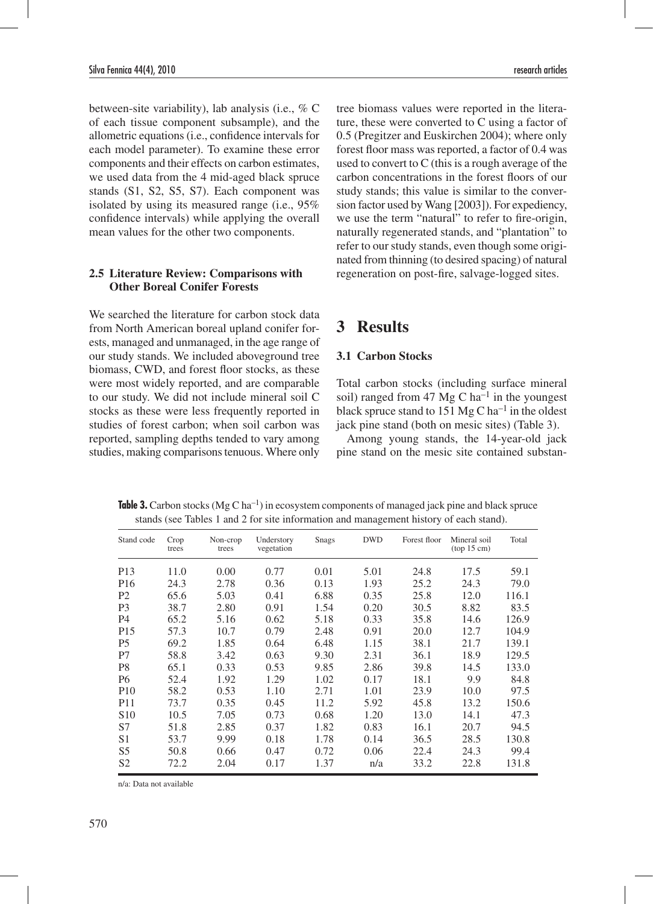between-site variability), lab analysis (i.e., % C of each tissue component subsample), and the allometric equations (i.e., confidence intervals for each model parameter). To examine these error components and their effects on carbon estimates, we used data from the 4 mid-aged black spruce stands (S1, S2, S5, S7). Each component was isolated by using its measured range (i.e., 95% confidence intervals) while applying the overall mean values for the other two components.

### 2.5 Literature Review: Comparisons with Other Boreal Conifer Forests

We searched the literature for carbon stock data from North American boreal upland conifer forests, managed and unmanaged, in the age range of our study stands. We included aboveground tree biomass, CWD, and forest floor stocks, as these were most widely reported, and are comparable to our study. We did not include mineral soil C stocks as these were less frequently reported in studies of forest carbon; when soil carbon was reported, sampling depths tended to vary among studies, making comparisons tenuous. Where only tree biomass values were reported in the literature, these were converted to C using a factor of 0.5 (Pregitzer and Euskirchen 2004); where only forest floor mass was reported, a factor of 0.4 was used to convert to C (this is a rough average of the carbon concentrations in the forest floors of our study stands; this value is similar to the conversion factor used by Wang [2003]). For expediency, we use the term "natural" to refer to fire-origin, naturally regenerated stands, and "plantation" to refer to our study stands, even though some originated from thinning (to desired spacing) of natural regeneration on post-fire, salvage-logged sites.

## 3 Results

### 3.1 Carbon Stocks

Total carbon stocks (including surface mineral soil) ranged from 47 Mg C $ha^{-1}$ in the youngest black spruce stand to 151 Mg C $ha^{-1}$ in the oldest jack pine stand (both on mesic sites) (Table 3).

Among young stands, the 14-year-old jack pine stand on the mesic site contained substan-

**Table 3.** Carbon stocks (Mg C $ha^{-1}$) in ecosystem components of managed jack pine and black spruce stands (see Tables 1 and 2 for site information and management history of each stand).

| Stand code | Crop trees | Non-crop trees | Understory vegetation | Snags | DWD | Forest floor | Mineral soil (top 15 cm) | Total |
|---|---|---|---|---|---|---|---|---|
| P13 | 11.0 | 0.00 | 0.77 | 0.01 | 5.01 | 24.8 | 17.5 | 59.1 |
| P16 | 24.3 | 2.78 | 0.36 | 0.13 | 1.93 | 25.2 | 24.3 | 79.0 |
| P2 | 65.6 | 5.03 | 0.41 | 6.88 | 0.35 | 25.8 | 12.0 | 116.1 |
| P3 | 38.7 | 2.80 | 0.91 | 1.54 | 0.20 | 30.5 | 8.82 | 83.5 |
| P4 | 65.2 | 5.16 | 0.62 | 5.18 | 0.33 | 35.8 | 14.6 | 126.9 |
| P15 | 57.3 | 10.7 | 0.79 | 2.48 | 0.91 | 20.0 | 12.7 | 104.9 |
| P5 | 69.2 | 1.85 | 0.64 | 6.48 | 1.15 | 38.1 | 21.7 | 139.1 |
| P7 | 58.8 | 3.42 | 0.63 | 9.30 | 2.31 | 36.1 | 18.9 | 129.5 |
| P8 | 65.1 | 0.33 | 0.53 | 9.85 | 2.86 | 39.8 | 14.5 | 133.0 |
| P6 | 52.4 | 1.92 | 1.29 | 1.02 | 0.17 | 18.1 | 9.9 | 84.8 |
| P10 | 58.2 | 0.53 | 1.10 | 2.71 | 1.01 | 23.9 | 10.0 | 97.5 |
| P11 | 73.7 | 0.35 | 0.45 | 11.2 | 5.92 | 45.8 | 13.2 | 150.6 |
| S10 | 10.5 | 7.05 | 0.73 | 0.68 | 1.20 | 13.0 | 14.1 | 47.3 |
| S7 | 51.8 | 2.85 | 0.37 | 1.82 | 0.83 | 16.1 | 20.7 | 94.5 |
| S1 | 53.7 | 9.99 | 0.18 | 1.78 | 0.14 | 36.5 | 28.5 | 130.8 |
| S5 | 50.8 | 0.66 | 0.47 | 0.72 | 0.06 | 22.4 | 24.3 | 99.4 |
| S2 | 72.2 | 2.04 | 0.17 | 1.37 | n/a | 33.2 | 22.8 | 131.8 |

n/a: Data not available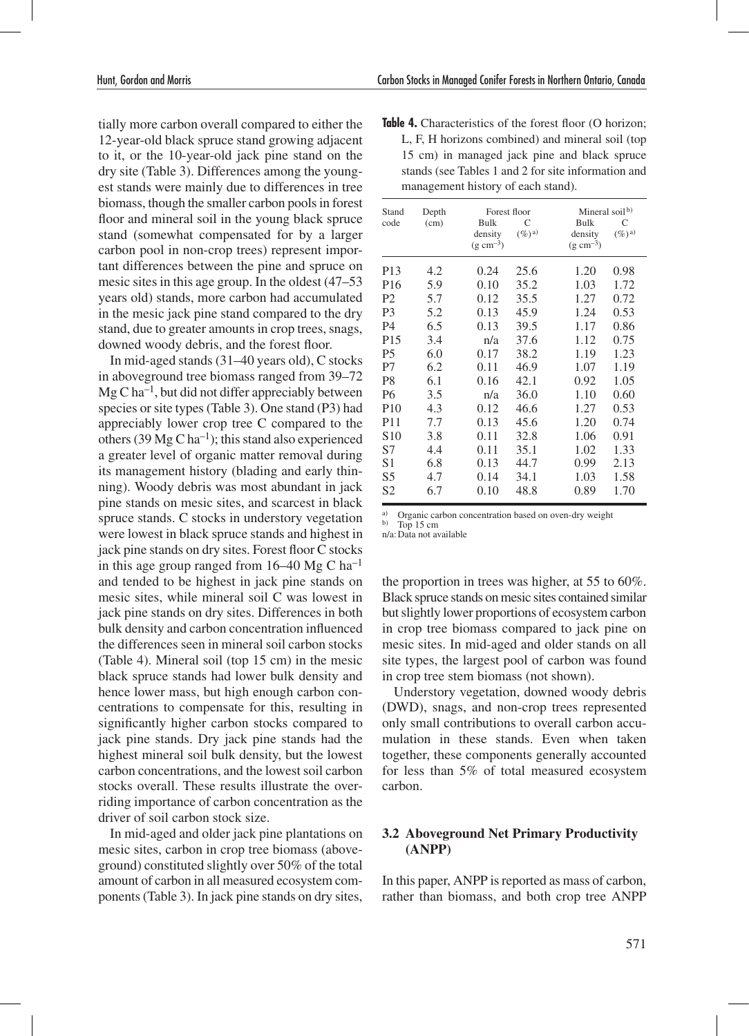tially more carbon overall compared to either the 12-year-old black spruce stand growing adjacent to it, or the 10-year-old jack pine stand on the dry site (Table 3). Differences among the youngest stands were mainly due to differences in tree biomass, though the smaller carbon pools in forest floor and mineral soil in the young black spruce stand (somewhat compensated for by a larger carbon pool in non-crop trees) represent important differences between the pine and spruce on mesic sites in this age group. In the oldest (47–53 years old) stands, more carbon had accumulated in the mesic jack pine stand compared to the dry stand, due to greater amounts in crop trees, snags, downed woody debris, and the forest floor.

In mid-aged stands (31–40 years old), C stocks in aboveground tree biomass ranged from 39–72 Mg C ha$^{-1}$, but did not differ appreciably between species or site types (Table 3). One stand (P3) had appreciably lower crop tree C compared to the others (39 Mg C ha$^{-1}$); this stand also experienced a greater level of organic matter removal during its management history (blading and early thinning). Woody debris was most abundant in jack pine stands on mesic sites, and scarcest in black spruce stands. C stocks in understory vegetation were lowest in black spruce stands and highest in jack pine stands on dry sites. Forest floor C stocks in this age group ranged from 16–40 Mg C ha$^{-1}$ and tended to be highest in jack pine stands on mesic sites, while mineral soil C was lowest in jack pine stands on dry sites. Differences in both bulk density and carbon concentration influenced the differences seen in mineral soil carbon stocks (Table 4). Mineral soil (top 15 cm) in the mesic black spruce stands had lower bulk density and hence lower mass, but high enough carbon concentrations to compensate for this, resulting in significantly higher carbon stocks compared to jack pine stands. Dry jack pine stands had the highest mineral soil bulk density, but the lowest carbon concentrations, and the lowest soil carbon stocks overall. These results illustrate the overriding importance of carbon concentration as the driver of soil carbon stock size.

In mid-aged and older jack pine plantations on mesic sites, carbon in crop tree biomass (aboveground) constituted slightly over 50% of the total amount of carbon in all measured ecosystem components (Table 3). In jack pine stands on dry sites, the proportion in trees was higher, at 55 to 60%. Black spruce stands on mesic sites contained similar but slightly lower proportions of ecosystem carbon in crop tree biomass compared to jack pine on mesic sites. In mid-aged and older stands on all site types, the largest pool of carbon was found in crop tree stem biomass (not shown).

Understory vegetation, downed woody debris (DWD), snags, and non-crop trees represented only small contributions to overall carbon accumulation in these stands. Even when taken together, these components generally accounted for less than 5% of total measured ecosystem carbon.

**Table 4.** Characteristics of the forest floor (O horizon; L, F, H horizons combined) and mineral soil (top 15 cm) in managed jack pine and black spruce stands (see Tables 1 and 2 for site information and management history of each stand).

| Stand code | Depth (cm) | Forest floor | | Mineral soil [b] | |
|---|---|---|---|---|---|
| | | Bulk density (g cm$^{-3}$) | C (%) [a] | Bulk density (g cm$^{-3}$) | C (%) [a] |
| P13 | 4.2 | 0.24 | 25.6 | 1.20 | 0.98 |
| P16 | 5.9 | 0.10 | 35.2 | 1.03 | 1.72 |
| P2 | 5.7 | 0.12 | 35.5 | 1.27 | 0.72 |
| P3 | 5.2 | 0.13 | 45.9 | 1.24 | 0.53 |
| P4 | 6.5 | 0.13 | 39.5 | 1.17 | 0.86 |
| P15 | 3.4 | n/a | 37.6 | 1.12 | 0.75 |
| P5 | 6.0 | 0.17 | 38.2 | 1.19 | 1.23 |
| P7 | 6.2 | 0.11 | 46.9 | 1.07 | 1.19 |
| P8 | 6.1 | 0.16 | 42.1 | 0.92 | 1.05 |
| P6 | 3.5 | n/a | 36.0 | 1.10 | 0.60 |
| P10 | 4.3 | 0.12 | 46.6 | 1.27 | 0.53 |
| P11 | 7.7 | 0.13 | 45.6 | 1.20 | 0.74 |
| S10 | 3.8 | 0.11 | 32.8 | 1.06 | 0.91 |
| S7 | 4.4 | 0.11 | 35.1 | 1.02 | 1.33 |
| S1 | 6.8 | 0.13 | 44.7 | 0.99 | 2.13 |
| S5 | 4.7 | 0.14 | 34.1 | 1.03 | 1.58 |
| S2 | 6.7 | 0.10 | 48.8 | 0.89 | 1.70 |

[a] Organic carbon concentration based on oven-dry weight
[b] Top 15 cm
n/a: Data not available

### 3.2 Aboveground Net Primary Productivity (ANPP)

In this paper, ANPP is reported as mass of carbon, rather than biomass, and both crop tree ANPP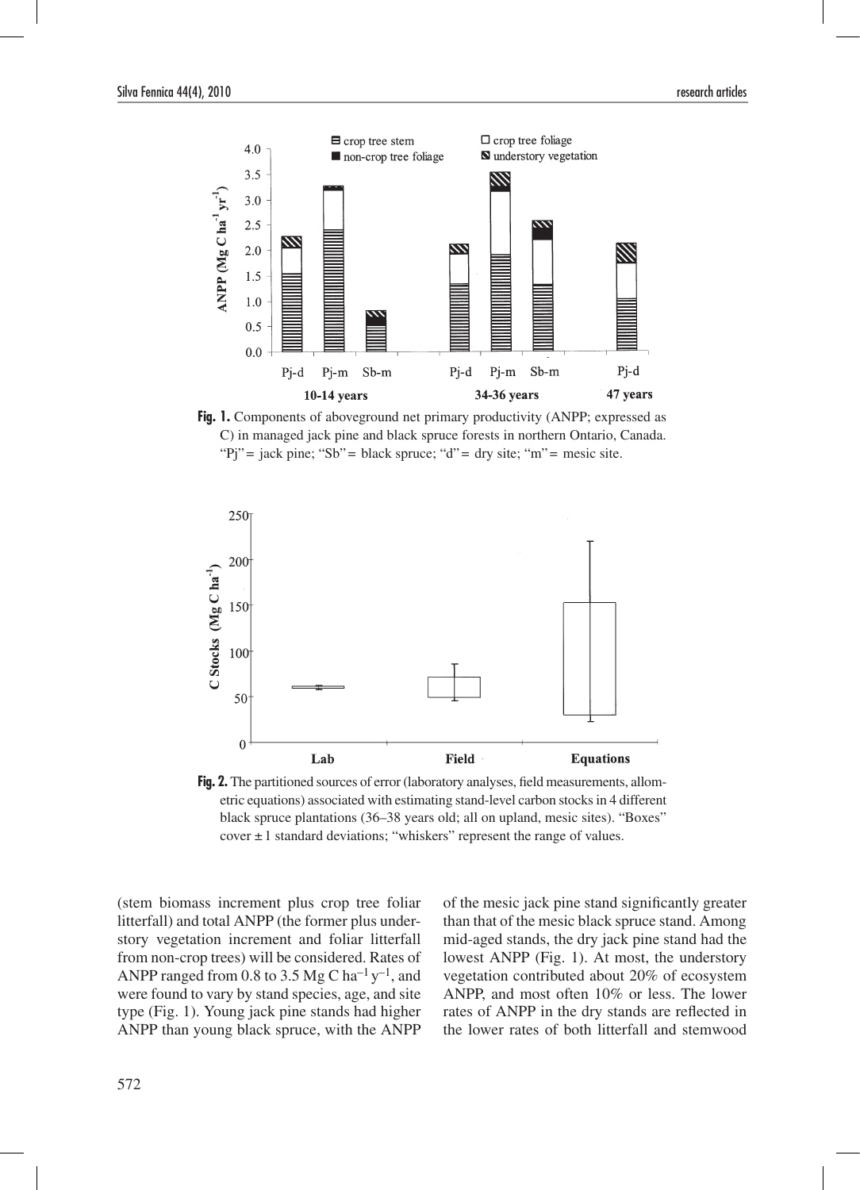**Fig. 1.** Components of aboveground net primary productivity (ANPP; expressed as C) in managed jack pine and black spruce forests in northern Ontario, Canada. "Pj" = jack pine; "Sb" = black spruce; "d" = dry site; "m" = mesic site.

**Fig. 2.** The partitioned sources of error (laboratory analyses, field measurements, allometric equations) associated with estimating stand-level carbon stocks in 4 different black spruce plantations (36–38 years old; all on upland, mesic sites). "Boxes" cover ± 1 standard deviations; "whiskers" represent the range of values.

(stem biomass increment plus crop tree foliar litterfall) and total ANPP (the former plus understory vegetation increment and foliar litterfall from non-crop trees) will be considered. Rates of ANPP ranged from 0.8 to 3.5 Mg C $ha^{-1}$ $y^{-1}$, and were found to vary by stand species, age, and site type (Fig. 1). Young jack pine stands had higher ANPP than young black spruce, with the ANPP of the mesic jack pine stand significantly greater than that of the mesic black spruce stand. Among mid-aged stands, the dry jack pine stand had the lowest ANPP (Fig. 1). At most, the understory vegetation contributed about 20% of ecosystem ANPP, and most often 10% or less. The lower rates of ANPP in the dry stands are reflected in the lower rates of both litterfall and stemwood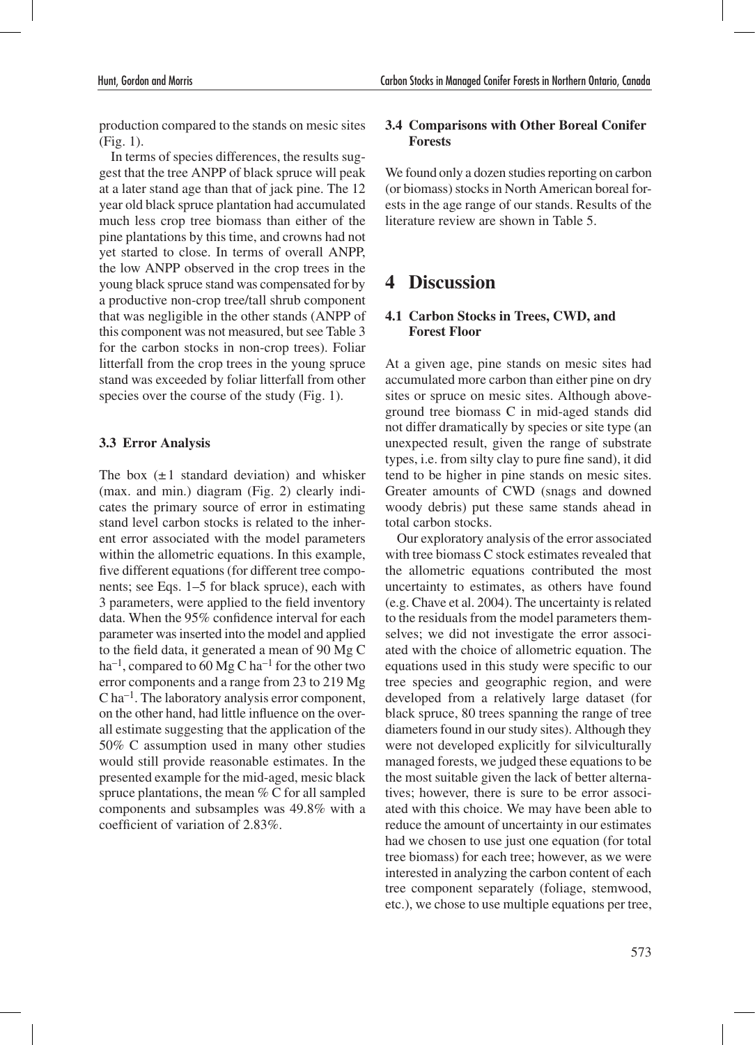production compared to the stands on mesic sites (Fig. 1).

In terms of species differences, the results suggest that the tree ANPP of black spruce will peak at a later stand age than that of jack pine. The 12 year old black spruce plantation had accumulated much less crop tree biomass than either of the pine plantations by this time, and crowns had not yet started to close. In terms of overall ANPP, the low ANPP observed in the crop trees in the young black spruce stand was compensated for by a productive non-crop tree/tall shrub component that was negligible in the other stands (ANPP of this component was not measured, but see Table 3 for the carbon stocks in non-crop trees). Foliar litterfall from the crop trees in the young spruce stand was exceeded by foliar litterfall from other species over the course of the study (Fig. 1).

### 3.3 Error Analysis

The box ($\pm 1$ standard deviation) and whisker (max. and min.) diagram (Fig. 2) clearly indicates the primary source of error in estimating stand level carbon stocks is related to the inherent error associated with the model parameters within the allometric equations. In this example, five different equations (for different tree components; see Eqs. 1–5 for black spruce), each with 3 parameters, were applied to the field inventory data. When the 95% confidence interval for each parameter was inserted into the model and applied to the field data, it generated a mean of 90 Mg C ha$^{-1}$, compared to 60 Mg C ha$^{-1}$ for the other two error components and a range from 23 to 219 Mg C ha$^{-1}$. The laboratory analysis error component, on the other hand, had little influence on the overall estimate suggesting that the application of the 50% C assumption used in many other studies would still provide reasonable estimates. In the presented example for the mid-aged, mesic black spruce plantations, the mean % C for all sampled components and subsamples was 49.8% with a coefficient of variation of 2.83%.

### 3.4 Comparisons with Other Boreal Conifer Forests

We found only a dozen studies reporting on carbon (or biomass) stocks in North American boreal forests in the age range of our stands. Results of the literature review are shown in Table 5.

## 4 Discussion

### 4.1 Carbon Stocks in Trees, CWD, and Forest Floor

At a given age, pine stands on mesic sites had accumulated more carbon than either pine on dry sites or spruce on mesic sites. Although aboveground tree biomass C in mid-aged stands did not differ dramatically by species or site type (an unexpected result, given the range of substrate types, i.e. from silty clay to pure fine sand), it did tend to be higher in pine stands on mesic sites. Greater amounts of CWD (snags and downed woody debris) put these same stands ahead in total carbon stocks.

Our exploratory analysis of the error associated with tree biomass C stock estimates revealed that the allometric equations contributed the most uncertainty to estimates, as others have found (e.g. Chave et al. 2004). The uncertainty is related to the residuals from the model parameters themselves; we did not investigate the error associated with the choice of allometric equation. The equations used in this study were specific to our tree species and geographic region, and were developed from a relatively large dataset (for black spruce, 80 trees spanning the range of tree diameters found in our study sites). Although they were not developed explicitly for silviculturally managed forests, we judged these equations to be the most suitable given the lack of better alternatives; however, there is sure to be error associated with this choice. We may have been able to reduce the amount of uncertainty in our estimates had we chosen to use just one equation (for total tree biomass) for each tree; however, as we were interested in analyzing the carbon content of each tree component separately (foliage, stemwood, etc.), we chose to use multiple equations per tree,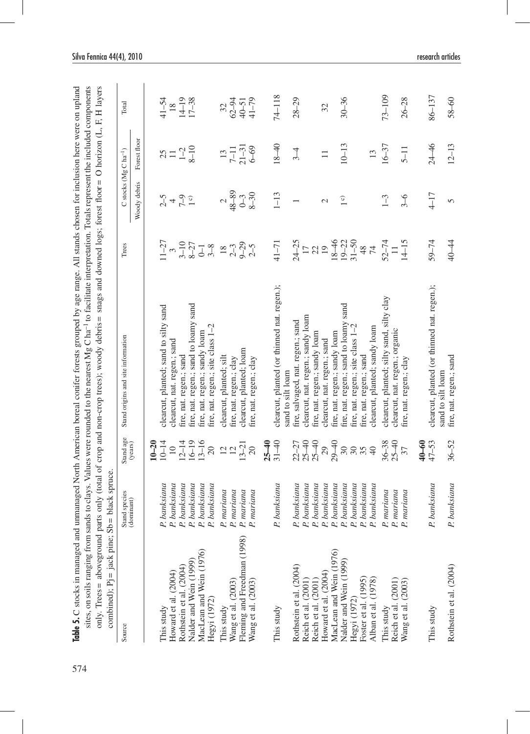**Table 5.** C stocks in managed and unmanaged North American boreal conifer forests grouped by age range. All stands chosen for inclusion here were on upland sites, on soils ranging from sands to clays. Values were rounded to the nearest Mg C ha$^{-1}$ to facilitate interpretation. Totals represent the included components only. Trees = aboveground parts only (total of crop and non-crop trees); woody debris = snags and downed logs; forest floor = O horizon (L, F, H layers combined); Pj = jack pine; Sb = black spruce.

| Source | Stand species (dominant) | Stand age (years) | Stand origins and site information | Trees | C stocks (Mg C ha$^{-1}$) Woody debris | Forest floor | Total |
|---|---|---|---|---|---|---|---|
| | | **10–20** | | | | | |
| This study | *P. banksiana* | 10–14 | clearcut, planted; sand to silty sand | 11–27 | 2–5 | 25 | 41–54 |
| Howard et al. (2004) | *P. banksiana* | 10 | clearcut, nat. regen.; sand | 3 | 4 | 11 | 18 |
| Rothstein et al. (2004) | *P. banksiana* | 12–14 | fire, nat. regen.; sand | 3–10 | 7–9 | 1–2 | 14–19 |
| Nalder and Wein (1999) | *P. banksiana* | 16–19 | fire, nat. regen.; sand to loamy sand | 8–27 | 1 [c] | 8–10 | 17–38 |
| MacLean and Wein (1976) | *P. banksiana* | 13–16 | fire, nat. regen.; sandy loam | 0–1 | | | |
| Hegyi (1972) | *P. banksiana* | 20 | fire, nat. regen.; site class 1–2 | 3–8 | | | |
| This study | *P. mariana* | 12 | clearcut, planted; silt | 18 | 2 | 13 | 32 |
| Wang et al. (2003) | *P. mariana* | 12 | fire, nat. regen.; clay | 2–3 | 48–89 | 7–11 | 62–94 |
| Fleming and Freedman (1998) | *P. mariana* | 13–21 | clearcut, planted; loam | 9–29 | 0–3 | 21–31 | 40–51 |
| Wang et al. (2003) | *P. mariana* | 20 | fire, nat. regen.; clay | 2–5 | 8–30 | 6–69 | 41–79 |
| | | **25–40** | | | | | |
| This study | *P. banksiana* | 31–40 | clearcut, planted (or thinned nat. regen.); sand to silt loam | 41–71 | 1–13 | 18–40 | 74–118 |
| Rothstein et al. (2004) | *P. banksiana* | 22–27 | fire, salvaged, nat. regen.; sand | 24–25 | 1 | 3–4 | 28–29 |
| Reich et al. (2001) | *P. banksiana* | 25–40 | clearcut, nat. regen.; sandy loam | 17 | | | |
| Reich et al. (2001) | *P. banksiana* | 25–40 | fire, nat. regen.; sandy loam | 22 | | | |
| Howard et al. (2004) | *P. banksiana* | 29 | clearcut, nat. regen.; sand | 19 | 2 | 11 | 32 |
| MacLean and Wein (1976) | *P. banksiana* | 29–40 | fire, nat. regen.; sandy loam | 18–46 | | | |
| Nalder and Wein (1999) | *P. banksiana* | 30 | fire, nat. regen.; sand to loamy sand | 19–22 | 1 [c] | 10–13 | 30–36 |
| Hegyi (1972) | *P. banksiana* | 30 | fire, nat. regen.; site class 1–2 | 31–50 | | | |
| Foster et al. (1995) | *P. banksiana* | 35 | fire, nat. regen.; sand | 48 | | | |
| Alban et al. (1978) | *P. banksiana* | 40 | clearcut, planted; sandy loam | 74 | | 13 | |
| This study | *P. mariana* | 36–38 | clearcut, planted; silty sand, silty clay | 52–74 | 1–3 | 16–37 | 73–109 |
| Reich et al. (2001) | *P. mariana* | 25–40 | clearcut, nat. regen.; organic | 11 | | | |
| Wang et al. (2003) | *P. mariana* | 37 | fire, nat. regen.; clay | 14–15 | 3–6 | 5–11 | 26–28 |
| | | **40–60** | | | | | |
| This study | *P. banksiana* | 47–53 | clearcut, planted (or thinned nat. regen.); sand to silt loam | 59–74 | 4–17 | 24–46 | 86–137 |
| Rothstein et al. (2004) | *P. banksiana* | 36–52 | fire, nat. regen.; sand | 40–44 | 5 | 12–13 | 58–60 |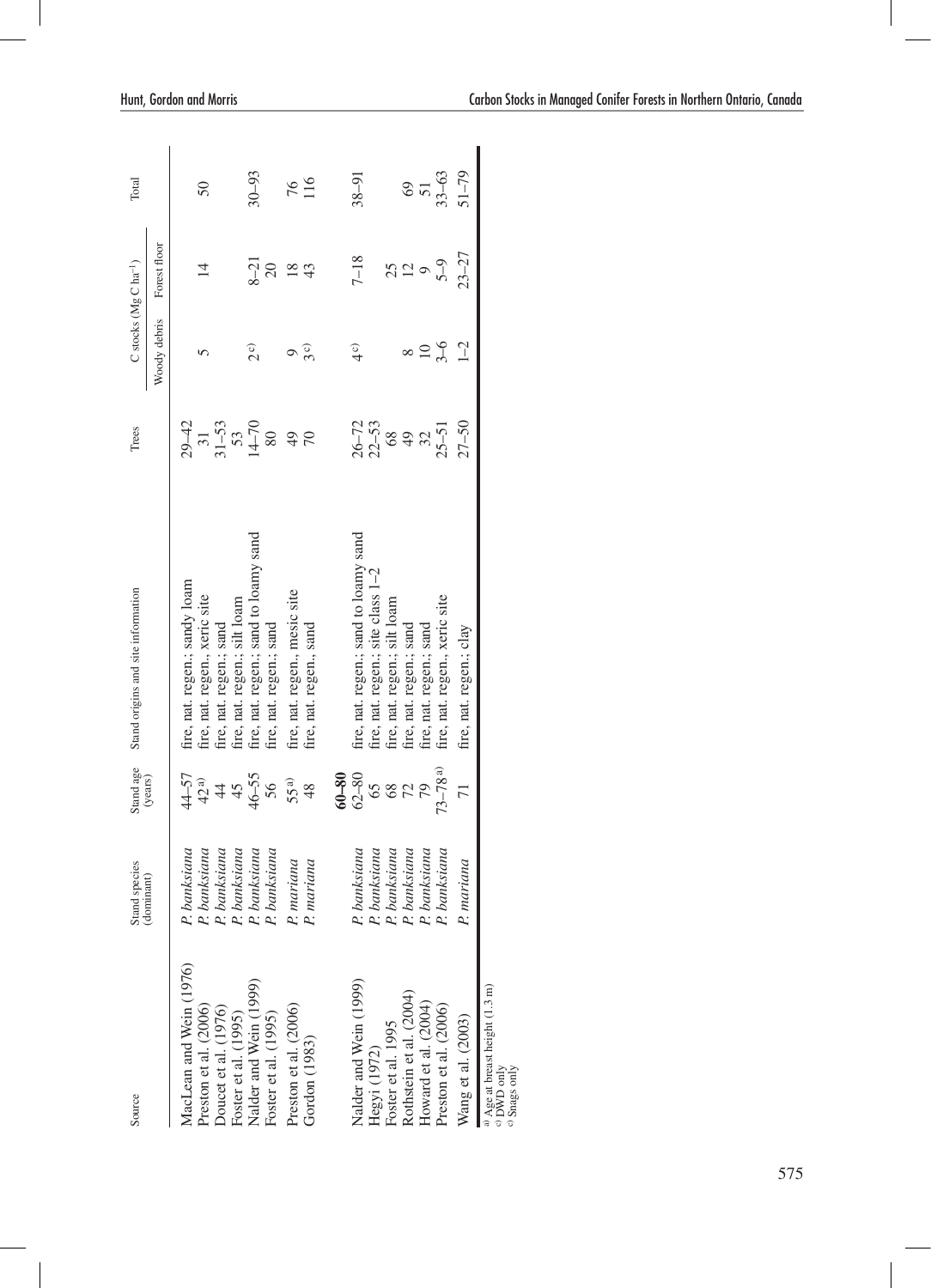| Source | Stand species (dominant) | Stand age (years) | Stand origins and site information | Trees | C stocks (Mg C ha$^{-1}$) | | Total |
|---|---|---|---|---|---|---|---|
| | | | | | Woody debris | Forest floor | |
| MacLean and Wein (1976) | *P. banksiana* | 44–57 | fire, nat. regen.; sandy loam | 29–42 | | | |
| Preston et al. (2006) | *P. banksiana* | 42[a] | fire, nat. regen., xeric site | 31 | 5 | 14 | 50 |
| Doucet et al. (1976) | *P. banksiana* | 44 | fire, nat. regen.; sand | 31–53 | | | |
| Foster et al. (1995) | *P. banksiana* | 45 | fire, nat. regen.; silt loam | 53 | | | |
| Nalder and Wein (1999) | *P. banksiana* | 46–55 | fire, nat. regen.; sand to loamy sand | 14–70 | 2[c] | 8–21 | 30–93 |
| Foster et al. (1995) | *P. banksiana* | 56 | fire, nat. regen.; sand | 80 | | 20 | |
| Preston et al. (2006) | *P. mariana* | 55[a] | fire, nat. regen., mesic site | 49 | 9 | 18 | 76 |
| Gordon (1983) | *P. mariana* | 48 | fire, nat. regen., sand | 70 | 3[c] | 43 | 116 |
| | | **60–80** | | | | | |
| Nalder and Wein (1999) | *P. banksiana* | 62–80 | fire, nat. regen.; sand to loamy sand | 26–72 | 4[c] | 7–18 | 38–91 |
| Hegyi (1972) | *P. banksiana* | 65 | fire, nat. regen.; site class 1–2 | 22–53 | | | |
| Foster et al. 1995 | *P. banksiana* | 68 | fire, nat. regen.; silt loam | 68 | | 25 | |
| Rothstein et al. (2004) | *P. banksiana* | 72 | fire, nat. regen.; sand | 49 | 8 | 12 | 69 |
| Howard et al. (2004) | *P. banksiana* | 79 | fire, nat. regen.; sand | 32 | 10 | 9 | 51 |
| Preston et al. (2006) | *P. banksiana* | 73–78[a] | fire, nat. regen., xeric site | 25–51 | 3–6 | 5–9 | 33–63 |
| Wang et al. (2003) | *P. mariana* | 71 | fire, nat. regen.; clay | 27–50 | 1–2 | 23–27 | 51–79 |

[a] Age at breast height (1.3 m)
[c] DWD only
[c] Snags only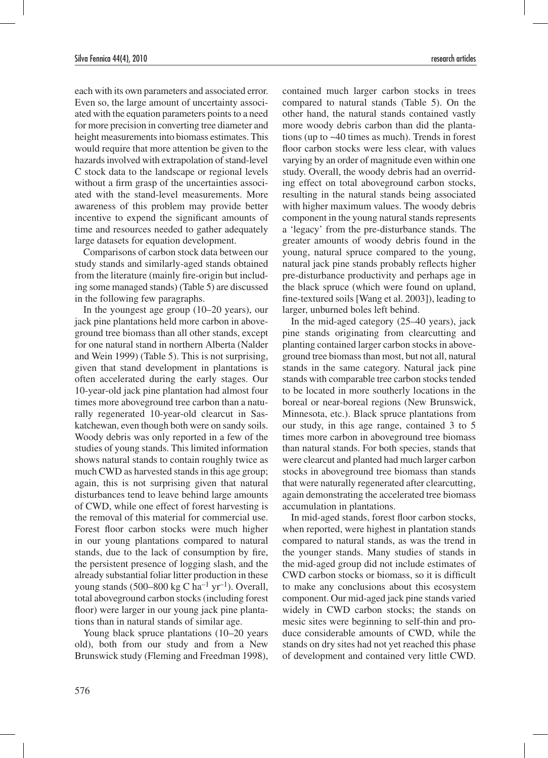each with its own parameters and associated error. Even so, the large amount of uncertainty associated with the equation parameters points to a need for more precision in converting tree diameter and height measurements into biomass estimates. This would require that more attention be given to the hazards involved with extrapolation of stand-level C stock data to the landscape or regional levels without a firm grasp of the uncertainties associated with the stand-level measurements. More awareness of this problem may provide better incentive to expend the significant amounts of time and resources needed to gather adequately large datasets for equation development.

Comparisons of carbon stock data between our study stands and similarly-aged stands obtained from the literature (mainly fire-origin but including some managed stands) (Table 5) are discussed in the following few paragraphs.

In the youngest age group (10–20 years), our jack pine plantations held more carbon in aboveground tree biomass than all other stands, except for one natural stand in northern Alberta (Nalder and Wein 1999) (Table 5). This is not surprising, given that stand development in plantations is often accelerated during the early stages. Our 10-year-old jack pine plantation had almost four times more aboveground tree carbon than a naturally regenerated 10-year-old clearcut in Saskatchewan, even though both were on sandy soils. Woody debris was only reported in a few of the studies of young stands. This limited information shows natural stands to contain roughly twice as much CWD as harvested stands in this age group; again, this is not surprising given that natural disturbances tend to leave behind large amounts of CWD, while one effect of forest harvesting is the removal of this material for commercial use. Forest floor carbon stocks were much higher in our young plantations compared to natural stands, due to the lack of consumption by fire, the persistent presence of logging slash, and the already substantial foliar litter production in these young stands (500–800 kg C $ha^{-1}$ $yr^{-1}$). Overall, total aboveground carbon stocks (including forest floor) were larger in our young jack pine plantations than in natural stands of similar age.

Young black spruce plantations (10–20 years old), both from our study and from a New Brunswick study (Fleming and Freedman 1998), contained much larger carbon stocks in trees compared to natural stands (Table 5). On the other hand, the natural stands contained vastly more woody debris carbon than did the plantations (up to ~40 times as much). Trends in forest floor carbon stocks were less clear, with values varying by an order of magnitude even within one study. Overall, the woody debris had an overriding effect on total aboveground carbon stocks, resulting in the natural stands being associated with higher maximum values. The woody debris component in the young natural stands represents a 'legacy' from the pre-disturbance stands. The greater amounts of woody debris found in the young, natural spruce compared to the young, natural jack pine stands probably reflects higher pre-disturbance productivity and perhaps age in the black spruce (which were found on upland, fine-textured soils [Wang et al. 2003]), leading to larger, unburned boles left behind.

In the mid-aged category (25–40 years), jack pine stands originating from clearcutting and planting contained larger carbon stocks in aboveground tree biomass than most, but not all, natural stands in the same category. Natural jack pine stands with comparable tree carbon stocks tended to be located in more southerly locations in the boreal or near-boreal regions (New Brunswick, Minnesota, etc.). Black spruce plantations from our study, in this age range, contained 3 to 5 times more carbon in aboveground tree biomass than natural stands. For both species, stands that were clearcut and planted had much larger carbon stocks in aboveground tree biomass than stands that were naturally regenerated after clearcutting, again demonstrating the accelerated tree biomass accumulation in plantations.

In mid-aged stands, forest floor carbon stocks, when reported, were highest in plantation stands compared to natural stands, as was the trend in the younger stands. Many studies of stands in the mid-aged group did not include estimates of CWD carbon stocks or biomass, so it is difficult to make any conclusions about this ecosystem component. Our mid-aged jack pine stands varied widely in CWD carbon stocks; the stands on mesic sites were beginning to self-thin and produce considerable amounts of CWD, while the stands on dry sites had not yet reached this phase of development and contained very little CWD.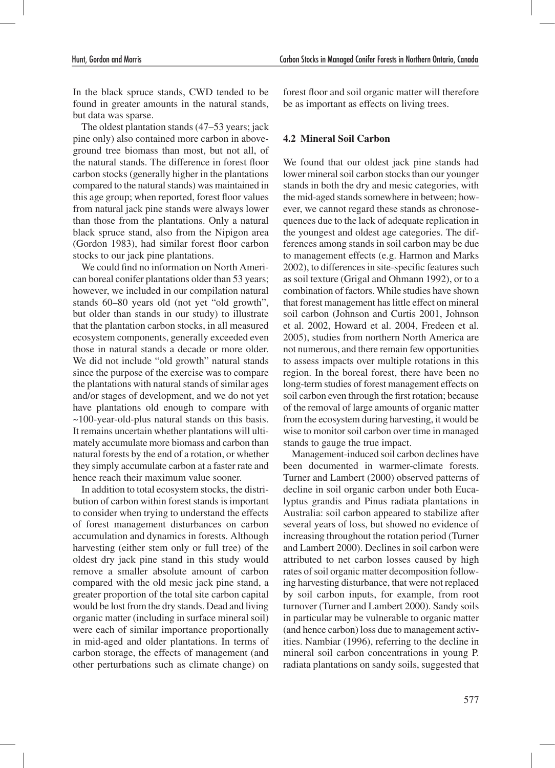In the black spruce stands, CWD tended to be found in greater amounts in the natural stands, but data was sparse.

The oldest plantation stands (47–53 years; jack pine only) also contained more carbon in aboveground tree biomass than most, but not all, of the natural stands. The difference in forest floor carbon stocks (generally higher in the plantations compared to the natural stands) was maintained in this age group; when reported, forest floor values from natural jack pine stands were always lower than those from the plantations. Only a natural black spruce stand, also from the Nipigon area (Gordon 1983), had similar forest floor carbon stocks to our jack pine plantations.

We could find no information on North American boreal conifer plantations older than 53 years; however, we included in our compilation natural stands 60–80 years old (not yet "old growth", but older than stands in our study) to illustrate that the plantation carbon stocks, in all measured ecosystem components, generally exceeded even those in natural stands a decade or more older. We did not include "old growth" natural stands since the purpose of the exercise was to compare the plantations with natural stands of similar ages and/or stages of development, and we do not yet have plantations old enough to compare with ~100-year-old-plus natural stands on this basis. It remains uncertain whether plantations will ultimately accumulate more biomass and carbon than natural forests by the end of a rotation, or whether they simply accumulate carbon at a faster rate and hence reach their maximum value sooner.

In addition to total ecosystem stocks, the distribution of carbon within forest stands is important to consider when trying to understand the effects of forest management disturbances on carbon accumulation and dynamics in forests. Although harvesting (either stem only or full tree) of the oldest dry jack pine stand in this study would remove a smaller absolute amount of carbon compared with the old mesic jack pine stand, a greater proportion of the total site carbon capital would be lost from the dry stands. Dead and living organic matter (including in surface mineral soil) were each of similar importance proportionally in mid-aged and older plantations. In terms of carbon storage, the effects of management (and other perturbations such as climate change) on forest floor and soil organic matter will therefore be as important as effects on living trees.

### 4.2 Mineral Soil Carbon

We found that our oldest jack pine stands had lower mineral soil carbon stocks than our younger stands in both the dry and mesic categories, with the mid-aged stands somewhere in between; however, we cannot regard these stands as chronosequences due to the lack of adequate replication in the youngest and oldest age categories. The differences among stands in soil carbon may be due to management effects (e.g. Harmon and Marks 2002), to differences in site-specific features such as soil texture (Grigal and Ohmann 1992), or to a combination of factors. While studies have shown that forest management has little effect on mineral soil carbon (Johnson and Curtis 2001, Johnson et al. 2002, Howard et al. 2004, Fredeen et al. 2005), studies from northern North America are not numerous, and there remain few opportunities to assess impacts over multiple rotations in this region. In the boreal forest, there have been no long-term studies of forest management effects on soil carbon even through the first rotation; because of the removal of large amounts of organic matter from the ecosystem during harvesting, it would be wise to monitor soil carbon over time in managed stands to gauge the true impact.

Management-induced soil carbon declines have been documented in warmer-climate forests. Turner and Lambert (2000) observed patterns of decline in soil organic carbon under both Eucalyptus grandis and Pinus radiata plantations in Australia: soil carbon appeared to stabilize after several years of loss, but showed no evidence of increasing throughout the rotation period (Turner and Lambert 2000). Declines in soil carbon were attributed to net carbon losses caused by high rates of soil organic matter decomposition following harvesting disturbance, that were not replaced by soil carbon inputs, for example, from root turnover (Turner and Lambert 2000). Sandy soils in particular may be vulnerable to organic matter (and hence carbon) loss due to management activities. Nambiar (1996), referring to the decline in mineral soil carbon concentrations in young P. radiata plantations on sandy soils, suggested that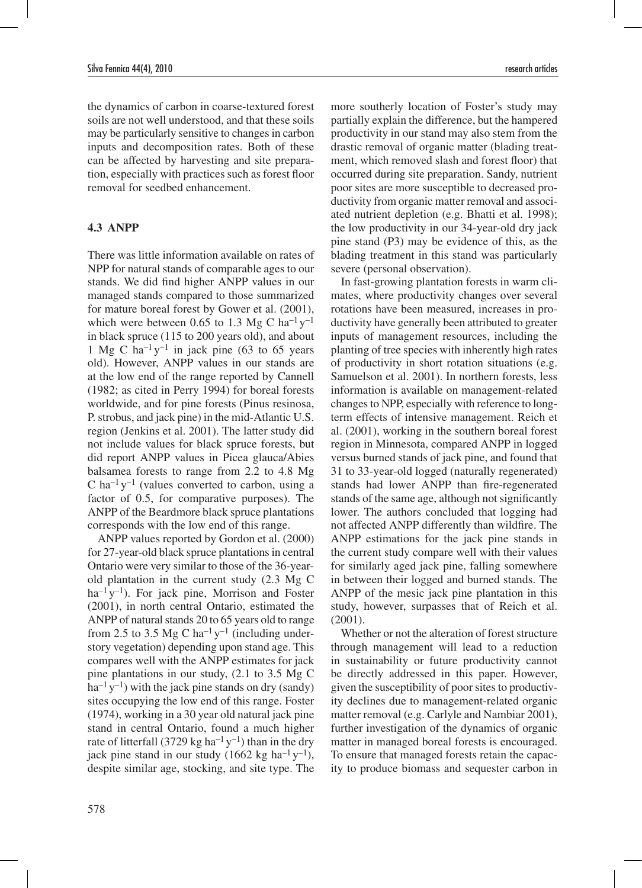the dynamics of carbon in coarse-textured forest soils are not well understood, and that these soils may be particularly sensitive to changes in carbon inputs and decomposition rates. Both of these can be affected by harvesting and site preparation, especially with practices such as forest floor removal for seedbed enhancement.

### 4.3 ANPP

There was little information available on rates of NPP for natural stands of comparable ages to our stands. We did find higher ANPP values in our managed stands compared to those summarized for mature boreal forest by Gower et al. (2001), which were between 0.65 to 1.3 Mg C $ha^{-1} y^{-1}$ in black spruce (115 to 200 years old), and about 1 Mg C $ha^{-1} y^{-1}$ in jack pine (63 to 65 years old). However, ANPP values in our stands are at the low end of the range reported by Cannell (1982; as cited in Perry 1994) for boreal forests worldwide, and for pine forests (Pinus resinosa, P. strobus, and jack pine) in the mid-Atlantic U.S. region (Jenkins et al. 2001). The latter study did not include values for black spruce forests, but did report ANPP values in Picea glauca/Abies balsamea forests to range from 2.2 to 4.8 Mg C $ha^{-1} y^{-1}$ (values converted to carbon, using a factor of 0.5, for comparative purposes). The ANPP of the Beardmore black spruce plantations corresponds with the low end of this range.

ANPP values reported by Gordon et al. (2000) for 27-year-old black spruce plantations in central Ontario were very similar to those of the 36-year-old plantation in the current study (2.3 Mg C $ha^{-1} y^{-1}$). For jack pine, Morrison and Foster (2001), in north central Ontario, estimated the ANPP of natural stands 20 to 65 years old to range from 2.5 to 3.5 Mg C $ha^{-1} y^{-1}$ (including understory vegetation) depending upon stand age. This compares well with the ANPP estimates for jack pine plantations in our study, (2.1 to 3.5 Mg C $ha^{-1} y^{-1}$) with the jack pine stands on dry (sandy) sites occupying the low end of this range. Foster (1974), working in a 30 year old natural jack pine stand in central Ontario, found a much higher rate of litterfall (3729 kg $ha^{-1} y^{-1}$) than in the dry jack pine stand in our study (1662 kg $ha^{-1} y^{-1}$), despite similar age, stocking, and site type. The more southerly location of Foster's study may partially explain the difference, but the hampered productivity in our stand may also stem from the drastic removal of organic matter (blading treatment, which removed slash and forest floor) that occurred during site preparation. Sandy, nutrient poor sites are more susceptible to decreased productivity from organic matter removal and associated nutrient depletion (e.g. Bhatti et al. 1998); the low productivity in our 34-year-old dry jack pine stand (P3) may be evidence of this, as the blading treatment in this stand was particularly severe (personal observation).

In fast-growing plantation forests in warm climates, where productivity changes over several rotations have been measured, increases in productivity have generally been attributed to greater inputs of management resources, including the planting of tree species with inherently high rates of productivity in short rotation situations (e.g. Samuelson et al. 2001). In northern forests, less information is available on management-related changes to NPP, especially with reference to long-term effects of intensive management. Reich et al. (2001), working in the southern boreal forest region in Minnesota, compared ANPP in logged versus burned stands of jack pine, and found that 31 to 33-year-old logged (naturally regenerated) stands had lower ANPP than fire-regenerated stands of the same age, although not significantly lower. The authors concluded that logging had not affected ANPP differently than wildfire. The ANPP estimations for the jack pine stands in the current study compare well with their values for similarly aged jack pine, falling somewhere in between their logged and burned stands. The ANPP of the mesic jack pine plantation in this study, however, surpasses that of Reich et al. (2001).

Whether or not the alteration of forest structure through management will lead to a reduction in sustainability or future productivity cannot be directly addressed in this paper. However, given the susceptibility of poor sites to productivity declines due to management-related organic matter removal (e.g. Carlyle and Nambiar 2001), further investigation of the dynamics of organic matter in managed boreal forests is encouraged. To ensure that managed forests retain the capacity to produce biomass and sequester carbon in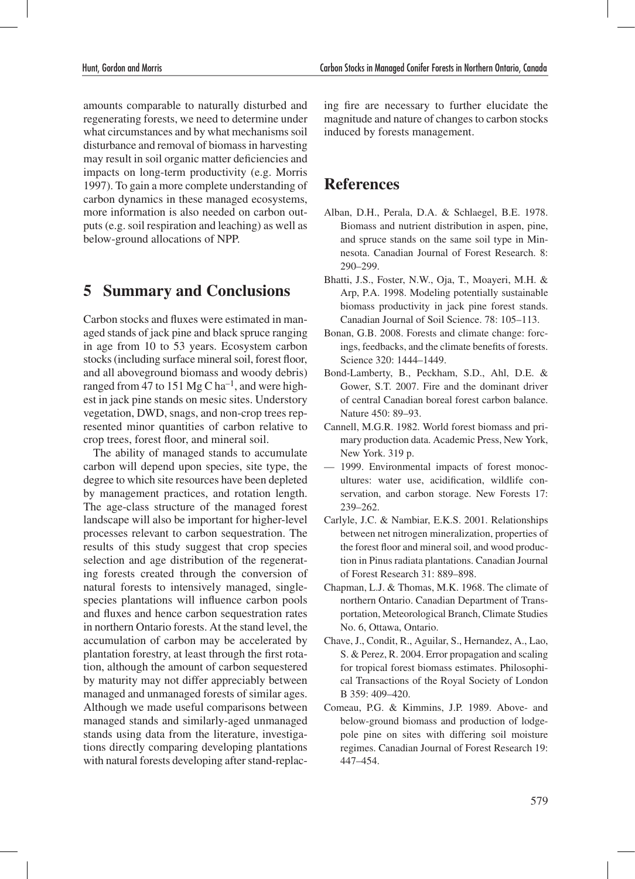amounts comparable to naturally disturbed and regenerating forests, we need to determine under what circumstances and by what mechanisms soil disturbance and removal of biomass in harvesting may result in soil organic matter deficiencies and impacts on long-term productivity (e.g. Morris 1997). To gain a more complete understanding of carbon dynamics in these managed ecosystems, more information is also needed on carbon outputs (e.g. soil respiration and leaching) as well as below-ground allocations of NPP.

## 5 Summary and Conclusions

Carbon stocks and fluxes were estimated in managed stands of jack pine and black spruce ranging in age from 10 to 53 years. Ecosystem carbon stocks (including surface mineral soil, forest floor, and all aboveground biomass and woody debris) ranged from 47 to 151 Mg C $ha^{-1}$, and were highest in jack pine stands on mesic sites. Understory vegetation, DWD, snags, and non-crop trees represented minor quantities of carbon relative to crop trees, forest floor, and mineral soil.

The ability of managed stands to accumulate carbon will depend upon species, site type, the degree to which site resources have been depleted by management practices, and rotation length. The age-class structure of the managed forest landscape will also be important for higher-level processes relevant to carbon sequestration. The results of this study suggest that crop species selection and age distribution of the regenerating forests created through the conversion of natural forests to intensively managed, single-species plantations will influence carbon pools and fluxes and hence carbon sequestration rates in northern Ontario forests. At the stand level, the accumulation of carbon may be accelerated by plantation forestry, at least through the first rotation, although the amount of carbon sequestered by maturity may not differ appreciably between managed and unmanaged forests of similar ages. Although we made useful comparisons between managed stands and similarly-aged unmanaged stands using data from the literature, investigations directly comparing developing plantations with natural forests developing after stand-replacing fire are necessary to further elucidate the magnitude and nature of changes to carbon stocks induced by forests management.

## References

Alban, D.H., Perala, D.A. & Schlaegel, B.E. 1978. Biomass and nutrient distribution in aspen, pine, and spruce stands on the same soil type in Minnesota. Canadian Journal of Forest Research. 8: 290–299.

Bhatti, J.S., Foster, N.W., Oja, T., Moayeri, M.H. & Arp, P.A. 1998. Modeling potentially sustainable biomass productivity in jack pine forest stands. Canadian Journal of Soil Science. 78: 105–113.

Bonan, G.B. 2008. Forests and climate change: forcings, feedbacks, and the climate benefits of forests. Science 320: 1444–1449.

Bond-Lamberty, B., Peckham, S.D., Ahl, D.E. & Gower, S.T. 2007. Fire and the dominant driver of central Canadian boreal forest carbon balance. Nature 450: 89–93.

Cannell, M.G.R. 1982. World forest biomass and primary production data. Academic Press, New York, New York. 319 p.

— 1999. Environmental impacts of forest monocultures: water use, acidification, wildlife conservation, and carbon storage. New Forests 17: 239–262.

Carlyle, J.C. & Nambiar, E.K.S. 2001. Relationships between net nitrogen mineralization, properties of the forest floor and mineral soil, and wood production in Pinus radiata plantations. Canadian Journal of Forest Research 31: 889–898.

Chapman, L.J. & Thomas, M.K. 1968. The climate of northern Ontario. Canadian Department of Transportation, Meteorological Branch, Climate Studies No. 6, Ottawa, Ontario.

Chave, J., Condit, R., Aguilar, S., Hernandez, A., Lao, S. & Perez, R. 2004. Error propagation and scaling for tropical forest biomass estimates. Philosophical Transactions of the Royal Society of London B 359: 409–420.

Comeau, P.G. & Kimmins, J.P. 1989. Above- and below-ground biomass and production of lodgepole pine on sites with differing soil moisture regimes. Canadian Journal of Forest Research 19: 447–454.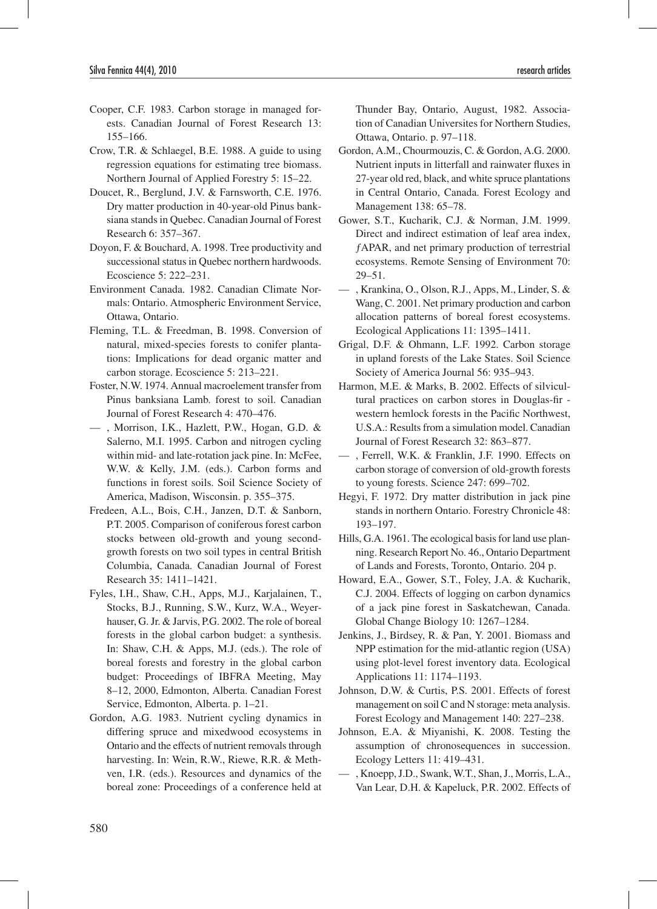Cooper, C.F. 1983. Carbon storage in managed forests. Canadian Journal of Forest Research 13: 155–166.

Crow, T.R. & Schlaegel, B.E. 1988. A guide to using regression equations for estimating tree biomass. Northern Journal of Applied Forestry 5: 15–22.

Doucet, R., Berglund, J.V. & Farnsworth, C.E. 1976. Dry matter production in 40-year-old Pinus banksiana stands in Quebec. Canadian Journal of Forest Research 6: 357–367.

Doyon, F. & Bouchard, A. 1998. Tree productivity and successional status in Quebec northern hardwoods. Ecoscience 5: 222–231.

Environment Canada. 1982. Canadian Climate Normals: Ontario. Atmospheric Environment Service, Ottawa, Ontario.

Fleming, T.L. & Freedman, B. 1998. Conversion of natural, mixed-species forests to conifer plantations: Implications for dead organic matter and carbon storage. Ecoscience 5: 213–221.

Foster, N.W. 1974. Annual macroelement transfer from Pinus banksiana Lamb. forest to soil. Canadian Journal of Forest Research 4: 470–476.

— , Morrison, I.K., Hazlett, P.W., Hogan, G.D. & Salerno, M.I. 1995. Carbon and nitrogen cycling within mid- and late-rotation jack pine. In: McFee, W.W. & Kelly, J.M. (eds.). Carbon forms and functions in forest soils. Soil Science Society of America, Madison, Wisconsin. p. 355–375.

Fredeen, A.L., Bois, C.H., Janzen, D.T. & Sanborn, P.T. 2005. Comparison of coniferous forest carbon stocks between old-growth and young second-growth forests on two soil types in central British Columbia, Canada. Canadian Journal of Forest Research 35: 1411–1421.

Fyles, I.H., Shaw, C.H., Apps, M.J., Karjalainen, T., Stocks, B.J., Running, S.W., Kurz, W.A., Weyerhauser, G. Jr. & Jarvis, P.G. 2002. The role of boreal forests in the global carbon budget: a synthesis. In: Shaw, C.H. & Apps, M.J. (eds.). The role of boreal forests and forestry in the global carbon budget: Proceedings of IBFRA Meeting, May 8–12, 2000, Edmonton, Alberta. Canadian Forest Service, Edmonton, Alberta. p. 1–21.

Gordon, A.G. 1983. Nutrient cycling dynamics in differing spruce and mixedwood ecosystems in Ontario and the effects of nutrient removals through harvesting. In: Wein, R.W., Riewe, R.R. & Methven, I.R. (eds.). Resources and dynamics of the boreal zone: Proceedings of a conference held at Thunder Bay, Ontario, August, 1982. Association of Canadian Universites for Northern Studies, Ottawa, Ontario. p. 97–118.

Gordon, A.M., Chourmouzis, C. & Gordon, A.G. 2000. Nutrient inputs in litterfall and rainwater fluxes in 27-year old red, black, and white spruce plantations in Central Ontario, Canada. Forest Ecology and Management 138: 65–78.

Gower, S.T., Kucharik, C.J. & Norman, J.M. 1999. Direct and indirect estimation of leaf area index, *f*APAR, and net primary production of terrestrial ecosystems. Remote Sensing of Environment 70: 29–51.

— , Krankina, O., Olson, R.J., Apps, M., Linder, S. & Wang, C. 2001. Net primary production and carbon allocation patterns of boreal forest ecosystems. Ecological Applications 11: 1395–1411.

Grigal, D.F. & Ohmann, L.F. 1992. Carbon storage in upland forests of the Lake States. Soil Science Society of America Journal 56: 935–943.

Harmon, M.E. & Marks, B. 2002. Effects of silvicultural practices on carbon stores in Douglas-fir - western hemlock forests in the Pacific Northwest, U.S.A.: Results from a simulation model. Canadian Journal of Forest Research 32: 863–877.

— , Ferrell, W.K. & Franklin, J.F. 1990. Effects on carbon storage of conversion of old-growth forests to young forests. Science 247: 699–702.

Hegyi, F. 1972. Dry matter distribution in jack pine stands in northern Ontario. Forestry Chronicle 48: 193–197.

Hills, G.A. 1961. The ecological basis for land use planning. Research Report No. 46., Ontario Department of Lands and Forests, Toronto, Ontario. 204 p.

Howard, E.A., Gower, S.T., Foley, J.A. & Kucharik, C.J. 2004. Effects of logging on carbon dynamics of a jack pine forest in Saskatchewan, Canada. Global Change Biology 10: 1267–1284.

Jenkins, J., Birdsey, R. & Pan, Y. 2001. Biomass and NPP estimation for the mid-atlantic region (USA) using plot-level forest inventory data. Ecological Applications 11: 1174–1193.

Johnson, D.W. & Curtis, P.S. 2001. Effects of forest management on soil C and N storage: meta analysis. Forest Ecology and Management 140: 227–238.

Johnson, E.A. & Miyanishi, K. 2008. Testing the assumption of chronosequences in succession. Ecology Letters 11: 419–431.

— , Knoepp, J.D., Swank, W.T., Shan, J., Morris, L.A., Van Lear, D.H. & Kapeluck, P.R. 2002. Effects of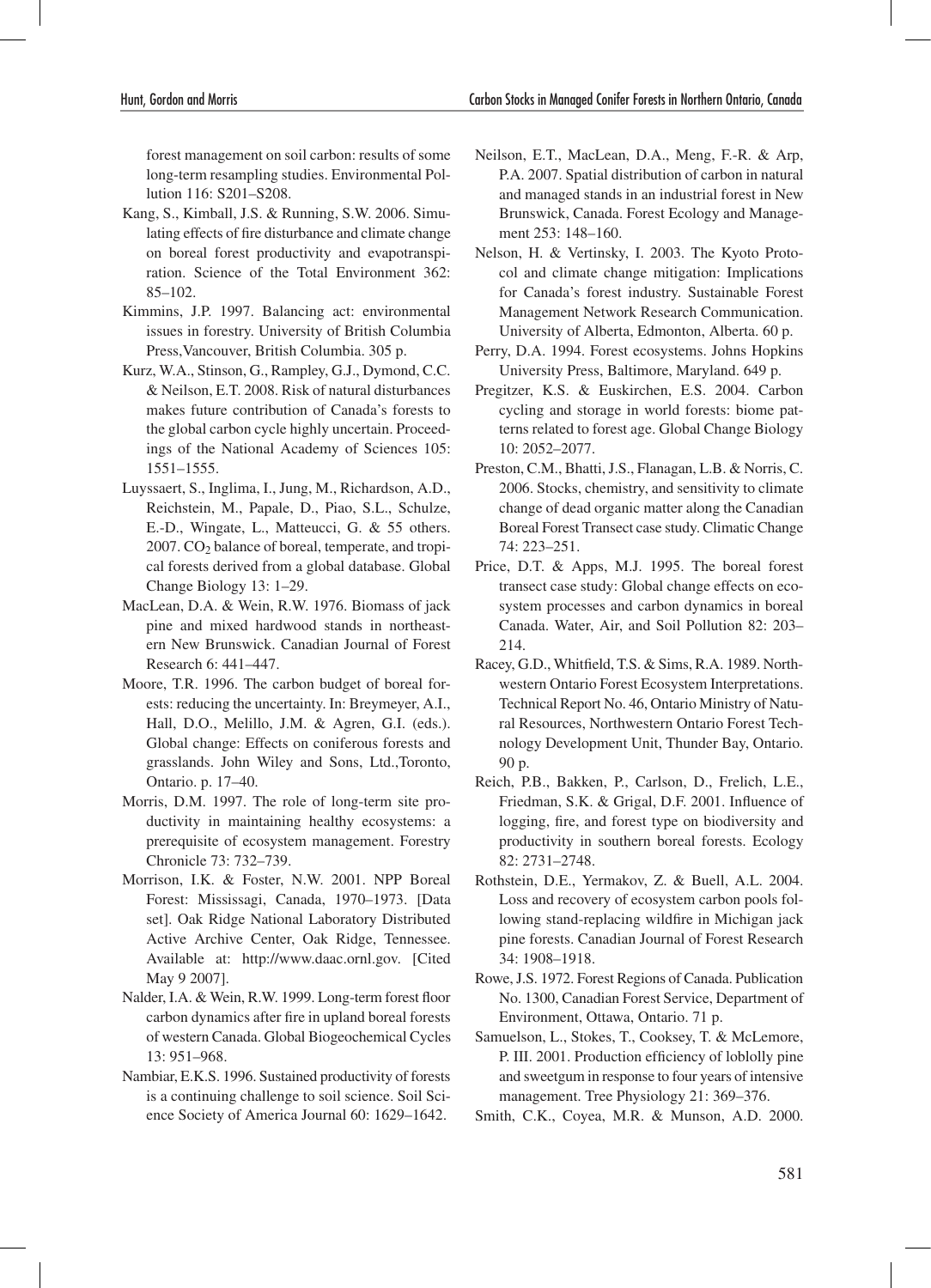forest management on soil carbon: results of some long-term resampling studies. Environmental Pollution 116: S201–S208.

Kang, S., Kimball, J.S. & Running, S.W. 2006. Simulating effects of fire disturbance and climate change on boreal forest productivity and evapotranspiration. Science of the Total Environment 362: 85–102.

Kimmins, J.P. 1997. Balancing act: environmental issues in forestry. University of British Columbia Press,Vancouver, British Columbia. 305 p.

Kurz, W.A., Stinson, G., Rampley, G.J., Dymond, C.C. & Neilson, E.T. 2008. Risk of natural disturbances makes future contribution of Canada's forests to the global carbon cycle highly uncertain. Proceedings of the National Academy of Sciences 105: 1551–1555.

Luyssaert, S., Inglima, I., Jung, M., Richardson, A.D., Reichstein, M., Papale, D., Piao, S.L., Schulze, E.-D., Wingate, L., Matteucci, G. & 55 others. 2007. $CO_2$ balance of boreal, temperate, and tropical forests derived from a global database. Global Change Biology 13: 1–29.

MacLean, D.A. & Wein, R.W. 1976. Biomass of jack pine and mixed hardwood stands in northeastern New Brunswick. Canadian Journal of Forest Research 6: 441–447.

Moore, T.R. 1996. The carbon budget of boreal forests: reducing the uncertainty. In: Breymeyer, A.I., Hall, D.O., Melillo, J.M. & Agren, G.I. (eds.). Global change: Effects on coniferous forests and grasslands. John Wiley and Sons, Ltd.,Toronto, Ontario. p. 17–40.

Morris, D.M. 1997. The role of long-term site productivity in maintaining healthy ecosystems: a prerequisite of ecosystem management. Forestry Chronicle 73: 732–739.

Morrison, I.K. & Foster, N.W. 2001. NPP Boreal Forest: Mississagi, Canada, 1970–1973. [Data set]. Oak Ridge National Laboratory Distributed Active Archive Center, Oak Ridge, Tennessee. Available at: http://www.daac.ornl.gov. [Cited May 9 2007].

Nalder, I.A. & Wein, R.W. 1999. Long-term forest floor carbon dynamics after fire in upland boreal forests of western Canada. Global Biogeochemical Cycles 13: 951–968.

Nambiar, E.K.S. 1996. Sustained productivity of forests is a continuing challenge to soil science. Soil Science Society of America Journal 60: 1629–1642.

Neilson, E.T., MacLean, D.A., Meng, F.-R. & Arp, P.A. 2007. Spatial distribution of carbon in natural and managed stands in an industrial forest in New Brunswick, Canada. Forest Ecology and Management 253: 148–160.

Nelson, H. & Vertinsky, I. 2003. The Kyoto Protocol and climate change mitigation: Implications for Canada's forest industry. Sustainable Forest Management Network Research Communication. University of Alberta, Edmonton, Alberta. 60 p.

Perry, D.A. 1994. Forest ecosystems. Johns Hopkins University Press, Baltimore, Maryland. 649 p.

Pregitzer, K.S. & Euskirchen, E.S. 2004. Carbon cycling and storage in world forests: biome patterns related to forest age. Global Change Biology 10: 2052–2077.

Preston, C.M., Bhatti, J.S., Flanagan, L.B. & Norris, C. 2006. Stocks, chemistry, and sensitivity to climate change of dead organic matter along the Canadian Boreal Forest Transect case study. Climatic Change 74: 223–251.

Price, D.T. & Apps, M.J. 1995. The boreal forest transect case study: Global change effects on ecosystem processes and carbon dynamics in boreal Canada. Water, Air, and Soil Pollution 82: 203–214.

Racey, G.D., Whitfield, T.S. & Sims, R.A. 1989. Northwestern Ontario Forest Ecosystem Interpretations. Technical Report No. 46, Ontario Ministry of Natural Resources, Northwestern Ontario Forest Technology Development Unit, Thunder Bay, Ontario. 90 p.

Reich, P.B., Bakken, P., Carlson, D., Frelich, L.E., Friedman, S.K. & Grigal, D.F. 2001. Influence of logging, fire, and forest type on biodiversity and productivity in southern boreal forests. Ecology 82: 2731–2748.

Rothstein, D.E., Yermakov, Z. & Buell, A.L. 2004. Loss and recovery of ecosystem carbon pools following stand-replacing wildfire in Michigan jack pine forests. Canadian Journal of Forest Research 34: 1908–1918.

Rowe, J.S. 1972. Forest Regions of Canada. Publication No. 1300, Canadian Forest Service, Department of Environment, Ottawa, Ontario. 71 p.

Samuelson, L., Stokes, T., Cooksey, T. & McLemore, P. III. 2001. Production efficiency of loblolly pine and sweetgum in response to four years of intensive management. Tree Physiology 21: 369–376.

Smith, C.K., Coyea, M.R. & Munson, A.D. 2000.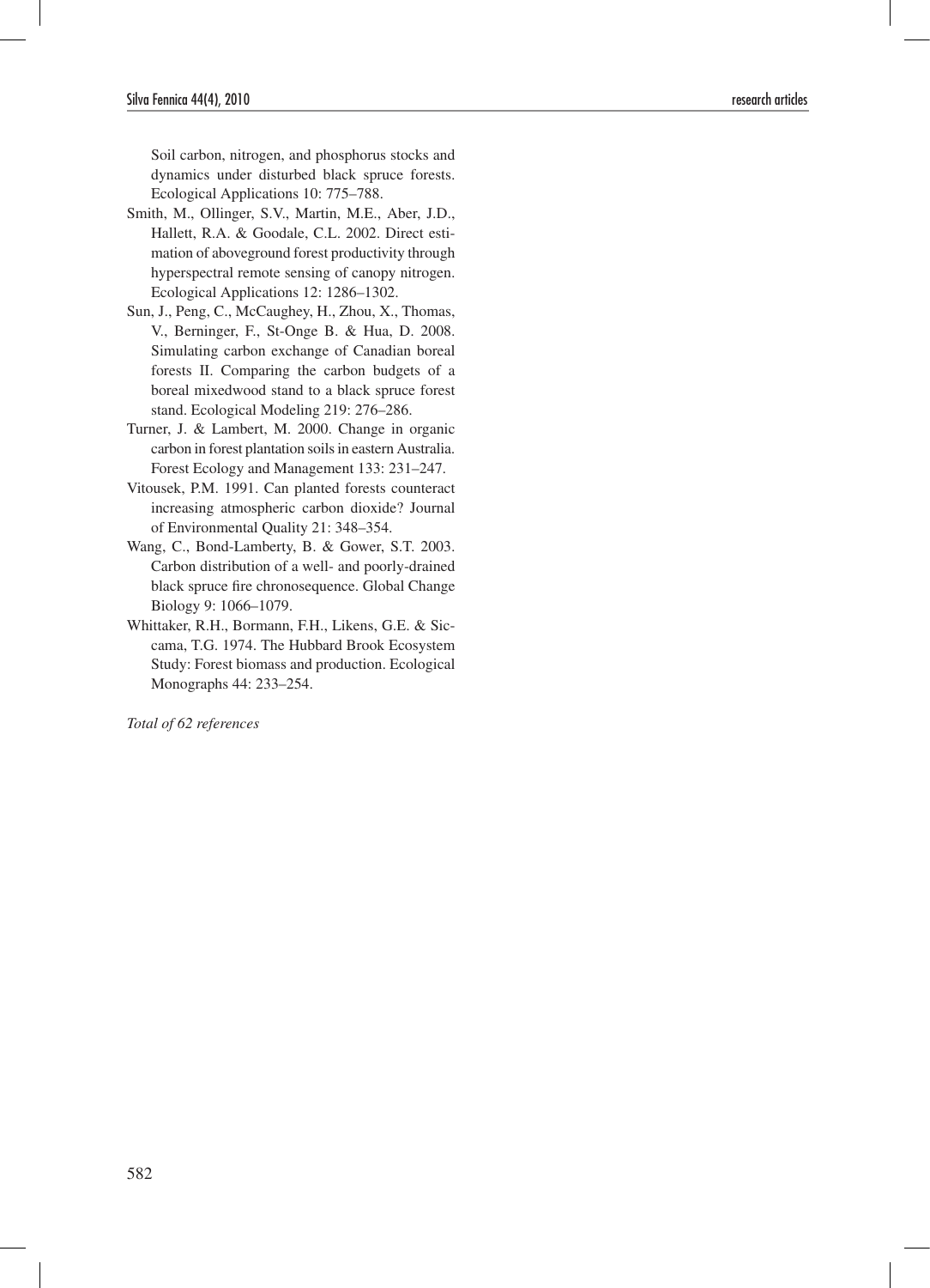Soil carbon, nitrogen, and phosphorus stocks and dynamics under disturbed black spruce forests. Ecological Applications 10: 775–788.

Smith, M., Ollinger, S.V., Martin, M.E., Aber, J.D., Hallett, R.A. & Goodale, C.L. 2002. Direct estimation of aboveground forest productivity through hyperspectral remote sensing of canopy nitrogen. Ecological Applications 12: 1286–1302.

Sun, J., Peng, C., McCaughey, H., Zhou, X., Thomas, V., Berninger, F., St-Onge B. & Hua, D. 2008. Simulating carbon exchange of Canadian boreal forests II. Comparing the carbon budgets of a boreal mixedwood stand to a black spruce forest stand. Ecological Modeling 219: 276–286.

Turner, J. & Lambert, M. 2000. Change in organic carbon in forest plantation soils in eastern Australia. Forest Ecology and Management 133: 231–247.

Vitousek, P.M. 1991. Can planted forests counteract increasing atmospheric carbon dioxide? Journal of Environmental Quality 21: 348–354.

Wang, C., Bond-Lamberty, B. & Gower, S.T. 2003. Carbon distribution of a well- and poorly-drained black spruce fire chronosequence. Global Change Biology 9: 1066–1079.

Whittaker, R.H., Bormann, F.H., Likens, G.E. & Siccama, T.G. 1974. The Hubbard Brook Ecosystem Study: Forest biomass and production. Ecological Monographs 44: 233–254.

*Total of 62 references*